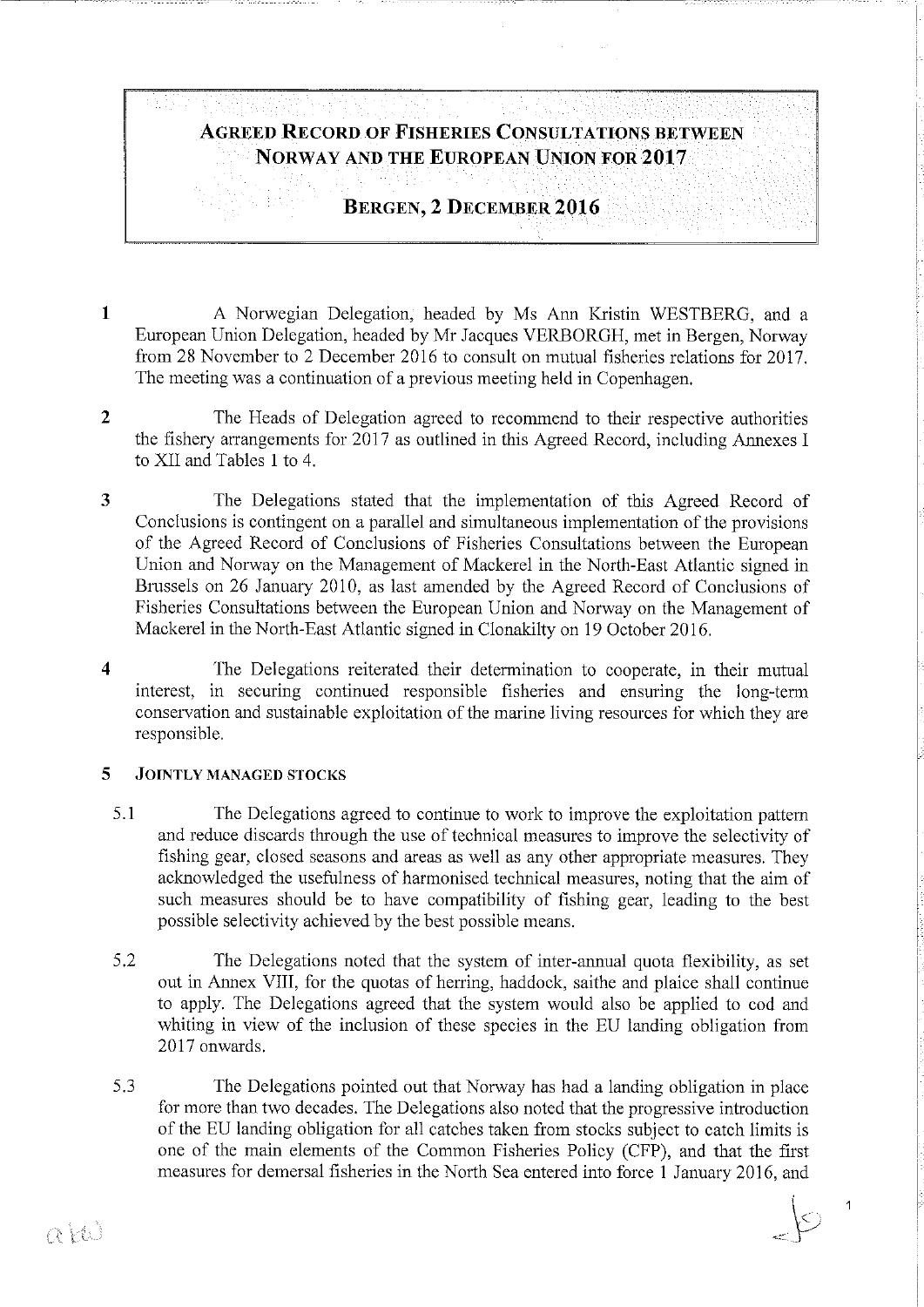# AGREED RECORD OF FISHERIES CONSULTATIONS BETWEEN NORWAY AND THE EUROPEAN UNION FOR 2017

## BERGEN, 2 DECEMBER 2016

1 A Norwegian Delegation, headed by Ms Ann Kristin WESTBERG, and a European Union Delegation, headed by Mr Jacques VERBORGH, met in Bergen, Norway from 28 November to 2 December 2016 to consult on mutual fisheries relations for 2017. The meeting was a continuation of a previous meeting held in Copenhagen.

2 The Heads of Delegation agreed to recommend to their respective authorities the fishery arrangements for 2017 as outlined in this Agreed Record, including Annexes I to XII and Tables 1 to 4.

3 The Delegations stated that the implementation of this Agreed Record of Conclusions is contingent on a parallel and simultaneous implementation of the provisions of the Agreed Record of Conclusions of Fisheries Consultations between the European Union and Norway on the Management of Mackerel in the North-East Atlantic signed in Brussels on 26 January 2010, as last amended by the Agreed Record of Conclusions of Fisheries Consultations between the European Union and Norway on the Management of Mackerel in the North-East Atlantic signed in Clonakilty on 19 October 2016.

4 The Delegations reiterated their determination to cooperate, in their mutual interest, in securing continued responsible fisheries and ensuring the long-term conservation and sustainable exploitation of the marine living resources for which they are responsible.

### 5 JOINTLY MANAGED STOCKS

5.1 The Delegations agreed to continue to work to improve the exploitation pattern and reduce discards through the use of technical measures to improve the selectivity of fishing gear, closed seasons and areas as well as any other appropriate measures. They acknowledged the usefulness of harmonised technical measures, noting that the aim of such measures should be to have compatibility of fishing gear, leading to the best possible selectivity achieved by the best possible means.

5.2 The Delegations noted that the system of inter-annual quota flexibility, as set out in Annex VIII, for the quotas of herring, haddock, saithe and plaice shall continue to apply. The Delegations agreed that the system would also be applied to cod and whiting in view of the inclusion of these species in the EU landing obligation from 2017 onwards.

5.3 The Delegations pointed out that Norway has had a landing obligation in place for more than two decades. The Delegations also noted that the progressive introduction of the EU landing obligation for all catches taken from stocks subject to catch limits is one of the main elements of the Common Fisheries Policy (CFP), and that the first measures for demersal fisheries in the North Sea entered into force 1 January 2016, and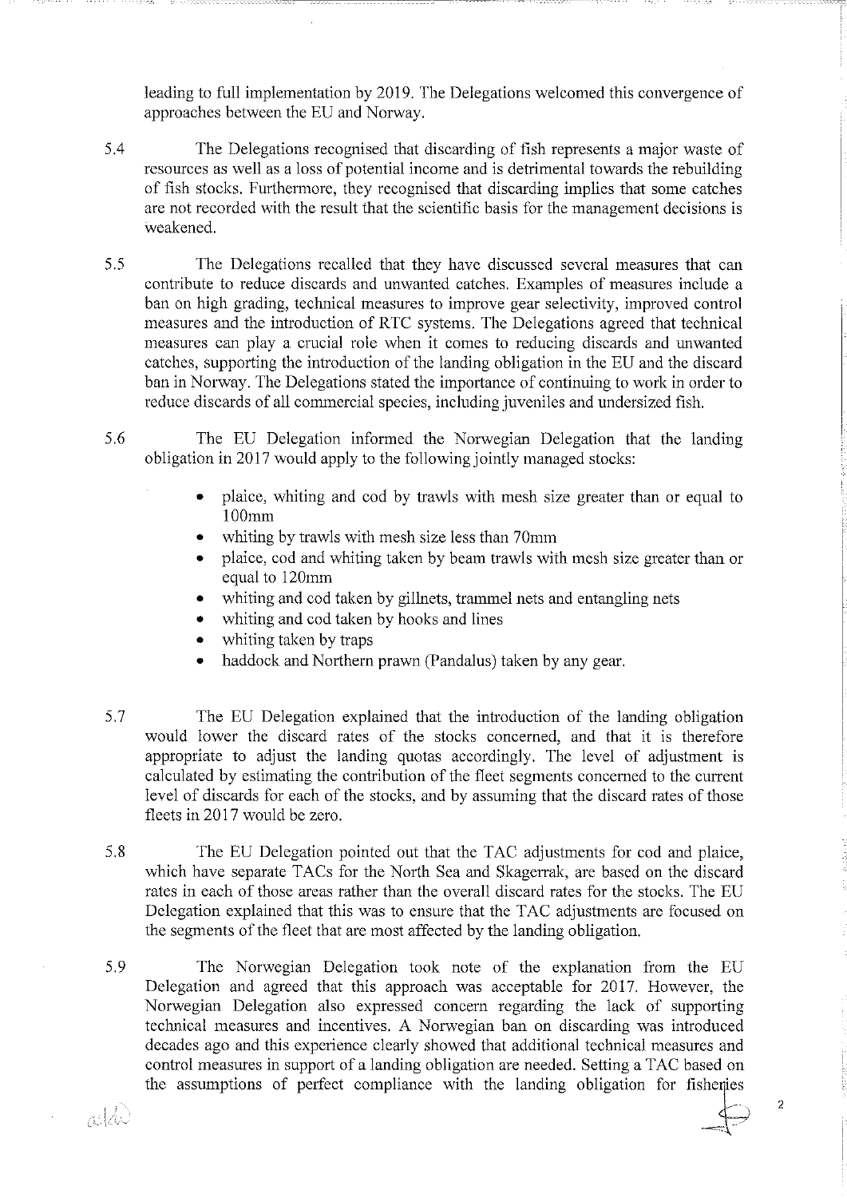leading to full implementation by 2019. The Delegations welcomed this convergence of approaches between the EU and Norway.

5.4 The Delegations recognised that discarding of fish represents a major waste of resources as well as a loss of potential income and is detrimental towards the rebuilding of fish stocks. Furthermore, they recognised that discarding implies that some catches are not recorded with the result that the scientific basis for the management decisions is weakened.

5.5 The Delegations recalled that they have discussed several measures that can contribute to reduce discards and unwanted catches. Examples of measures include a ban on high grading, technical measures to improve gear selectivity, improved control measures and the introduction of RTC systems. The Delegations agreed that technical measures can play a crucial role when it comes to reducing discards and unwanted catches, supporting the introduction of the landing obligation in the EU and the discard ban in Norway. The Delegations stated the importance of continuing to work in order to reduce discards of all commercial species, including juveniles and undersized fish.

5.6 The EU Delegation informed the Norwegian Delegation that the landing obligation in 2017 would apply to the following jointly managed stocks:

- plaice, whiting and cod by trawls with mesh size greater than or equal to 100mm
- whiting by trawls with mesh size less than 70mm
- plaice, cod and whiting taken by beam trawls with mesh size greater than or equal to 120mm
- whiting and cod taken by gillnets, trammel nets and entangling nets
- whiting and cod taken by hooks and lines
- whiting taken by traps
- haddock and Northern prawn (Pandalus) taken by any gear.

5.7 The EU Delegation explained that the introduction of the landing obligation would lower the discard rates of the stocks concerned, and that it is therefore appropriate to adjust the landing quotas accordingly. The level of adjustment is calculated by estimating the contribution of the fleet segments concerned to the current level of discards for each of the stocks, and by assuming that the discard rates of those fleets in 2017 would be zero.

5.8 The EU Delegation pointed out that the TAC adjustments for cod and plaice, which have separate TACs for the North Sea and Skagerrak, are based on the discard rates in each of those areas rather than the overall discard rates for the stocks. The EU Delegation explained that this was to ensure that the TAC adjustments are focused on the segments of the fleet that are most affected by the landing obligation.

5.9 The Norwegian Delegation took note of the explanation from the EU Delegation and agreed that this approach was acceptable for 2017. However, the Norwegian Delegation also expressed concern regarding the lack of supporting technical measures and incentives. A Norwegian ban on discarding was introduced decades ago and this experience clearly showed that additional technical measures and control measures in support of a landing obligation are needed. Setting a TAC based on the assumptions of perfect compliance with the landing obligation for fisheries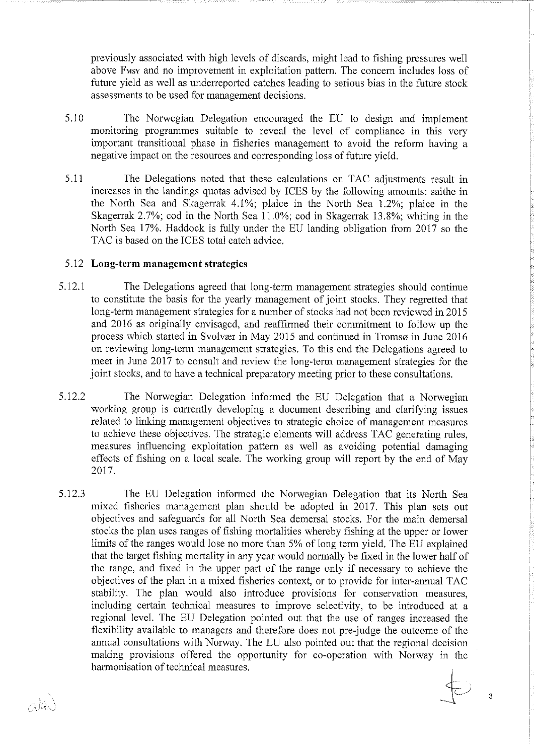previously associated with high levels of discards, might lead to fishing pressures well above $F_{MSY}$ and no improvement in exploitation pattern. The concern includes loss of future yield as well as underreported catches leading to serious bias in the future stock assessments to be used for management decisions.

5.10 The Norwegian Delegation encouraged the EU to design and implement monitoring programmes suitable to reveal the level of compliance in this very important transitional phase in fisheries management to avoid the reform having a negative impact on the resources and corresponding loss of future yield.

5.11 The Delegations noted that these calculations on TAC adjustments result in increases in the landings quotas advised by ICES by the following amounts: saithe in the North Sea and Skagerrak 4.1%; plaice in the North Sea 1.2%; plaice in the Skagerrak 2.7%; cod in the North Sea 11.0%; cod in Skagerrak 13.8%; whiting in the North Sea 17%. Haddock is fully under the EU landing obligation from 2017 so the TAC is based on the ICES total catch advice.

## 5.12 Long-term management strategies

5.12.1 The Delegations agreed that long-term management strategies should continue to constitute the basis for the yearly management of joint stocks. They regretted that long-term management strategies for a number of stocks had not been reviewed in 2015 and 2016 as originally envisaged, and reaffirmed their commitment to follow up the process which started in Svolvær in May 2015 and continued in Tromsø in June 2016 on reviewing long-term management strategies. To this end the Delegations agreed to meet in June 2017 to consult and review the long-term management strategies for the joint stocks, and to have a technical preparatory meeting prior to these consultations.

5.12.2 The Norwegian Delegation informed the EU Delegation that a Norwegian working group is currently developing a document describing and clarifying issues related to linking management objectives to strategic choice of management measures to achieve these objectives. The strategic elements will address TAC generating rules, measures influencing exploitation pattern as well as avoiding potential damaging effects of fishing on a local scale. The working group will report by the end of May 2017.

5.12.3 The EU Delegation informed the Norwegian Delegation that its North Sea mixed fisheries management plan should be adopted in 2017. This plan sets out objectives and safeguards for all North Sea demersal stocks. For the main demersal stocks the plan uses ranges of fishing mortalities whereby fishing at the upper or lower limits of the ranges would lose no more than 5% of long term yield. The EU explained that the target fishing mortality in any year would normally be fixed in the lower half of the range, and fixed in the upper part of the range only if necessary to achieve the objectives of the plan in a mixed fisheries context, or to provide for inter-annual TAC stability. The plan would also introduce provisions for conservation measures, including certain technical measures to improve selectivity, to be introduced at a regional level. The EU Delegation pointed out that the use of ranges increased the flexibility available to managers and therefore does not pre-judge the outcome of the annual consultations with Norway. The EU also pointed out that the regional decision making provisions offered the opportunity for co-operation with Norway in the harmonisation of technical measures.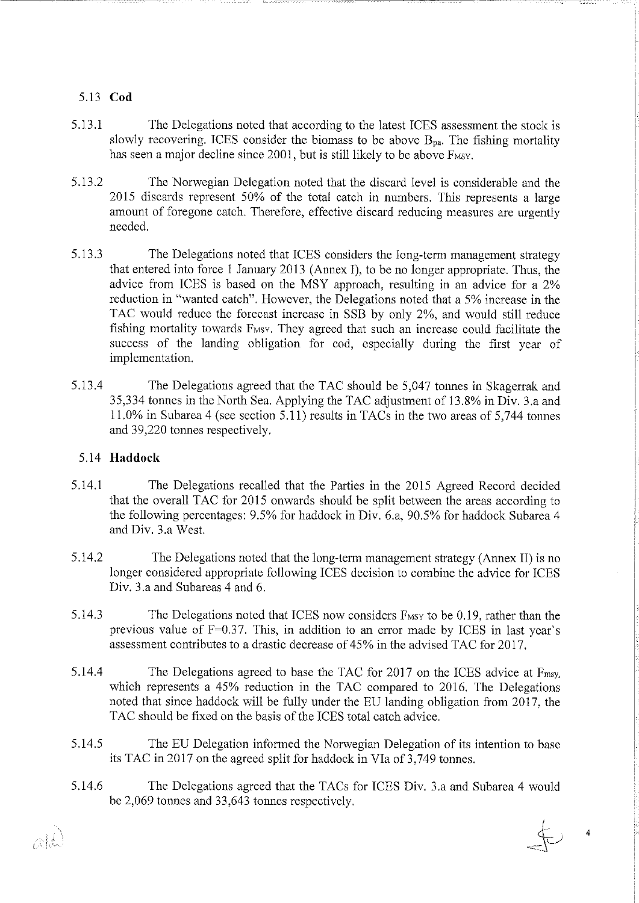## 5.13 Cod

5.13.1 The Delegations noted that according to the latest ICES assessment the stock is slowly recovering. ICES consider the biomass to be above $B_{pa}$. The fishing mortality has seen a major decline since 2001, but is still likely to be above $F_{MSY}$.

5.13.2 The Norwegian Delegation noted that the discard level is considerable and the 2015 discards represent 50% of the total catch in numbers. This represents a large amount of foregone catch. Therefore, effective discard reducing measures are urgently needed.

5.13.3 The Delegations noted that ICES considers the long-term management strategy that entered into force 1 January 2013 (Annex I), to be no longer appropriate. Thus, the advice from ICES is based on the MSY approach, resulting in an advice for a 2% reduction in "wanted catch". However, the Delegations noted that a 5% increase in the TAC would reduce the forecast increase in SSB by only 2%, and would still reduce fishing mortality towards $F_{MSY}$. They agreed that such an increase could facilitate the success of the landing obligation for cod, especially during the first year of implementation.

5.13.4 The Delegations agreed that the TAC should be 5,047 tonnes in Skagerrak and 35,334 tonnes in the North Sea. Applying the TAC adjustment of 13.8% in Div. 3.a and 11.0% in Subarea 4 (see section 5.11) results in TACs in the two areas of 5,744 tonnes and 39,220 tonnes respectively.

## 5.14 Haddock

5.14.1 The Delegations recalled that the Parties in the 2015 Agreed Record decided that the overall TAC for 2015 onwards should be split between the areas according to the following percentages: 9.5% for haddock in Div. 6.a, 90.5% for haddock Subarea 4 and Div. 3.a West.

5.14.2 The Delegations noted that the long-term management strategy (Annex II) is no longer considered appropriate following ICES decision to combine the advice for ICES Div. 3.a and Subareas 4 and 6.

5.14.3 The Delegations noted that ICES now considers $F_{MSY}$ to be 0.19, rather than the previous value of F=0.37. This, in addition to an error made by ICES in last year's assessment contributes to a drastic decrease of 45% in the advised TAC for 2017.

5.14.4 The Delegations agreed to base the TAC for 2017 on the ICES advice at $F_{msy}$, which represents a 45% reduction in the TAC compared to 2016. The Delegations noted that since haddock will be fully under the EU landing obligation from 2017, the TAC should be fixed on the basis of the ICES total catch advice.

5.14.5 The EU Delegation informed the Norwegian Delegation of its intention to base its TAC in 2017 on the agreed split for haddock in VIa of 3,749 tonnes.

5.14.6 The Delegations agreed that the TACs for ICES Div. 3.a and Subarea 4 would be 2,069 tonnes and 33,643 tonnes respectively.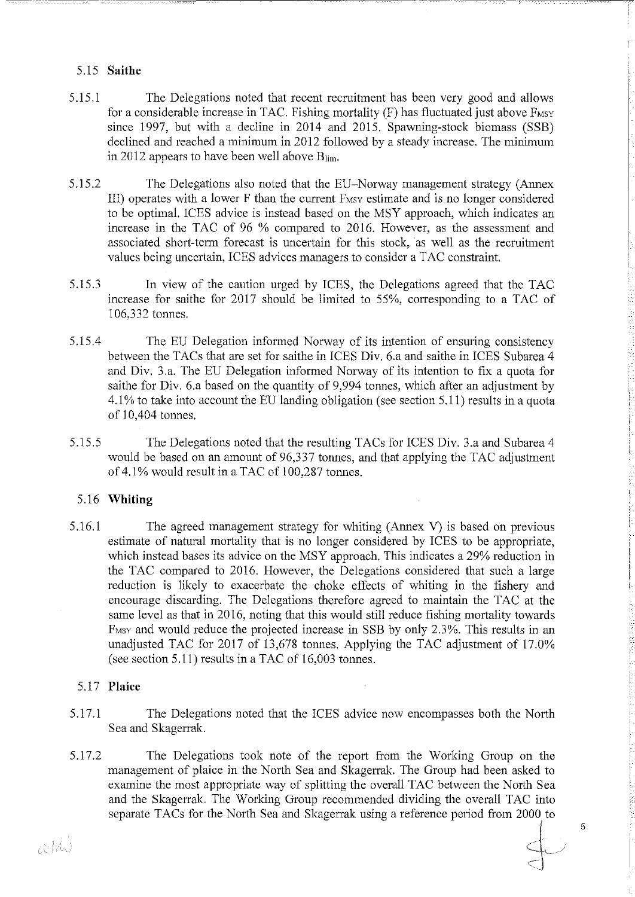## 5.15 Saithe

5.15.1 The Delegations noted that recent recruitment has been very good and allows for a considerable increase in TAC. Fishing mortality (F) has fluctuated just above $F_{MSY}$ since 1997, but with a decline in 2014 and 2015. Spawning-stock biomass (SSB) declined and reached a minimum in 2012 followed by a steady increase. The minimum in 2012 appears to have been well above $B_{lim}$.

5.15.2 The Delegations also noted that the EU–Norway management strategy (Annex III) operates with a lower F than the current $F_{MSY}$ estimate and is no longer considered to be optimal. ICES advice is instead based on the MSY approach, which indicates an increase in the TAC of 96 % compared to 2016. However, as the assessment and associated short-term forecast is uncertain for this stock, as well as the recruitment values being uncertain, ICES advices managers to consider a TAC constraint.

5.15.3 In view of the caution urged by ICES, the Delegations agreed that the TAC increase for saithe for 2017 should be limited to 55%, corresponding to a TAC of 106,332 tonnes.

5.15.4 The EU Delegation informed Norway of its intention of ensuring consistency between the TACs that are set for saithe in ICES Div. 6.a and saithe in ICES Subarea 4 and Div. 3.a. The EU Delegation informed Norway of its intention to fix a quota for saithe for Div. 6.a based on the quantity of 9,994 tonnes, which after an adjustment by 4.1% to take into account the EU landing obligation (see section 5.11) results in a quota of 10,404 tonnes.

5.15.5 The Delegations noted that the resulting TACs for ICES Div. 3.a and Subarea 4 would be based on an amount of 96,337 tonnes, and that applying the TAC adjustment of 4.1% would result in a TAC of 100,287 tonnes.

## 5.16 Whiting

5.16.1 The agreed management strategy for whiting (Annex V) is based on previous estimate of natural mortality that is no longer considered by ICES to be appropriate, which instead bases its advice on the MSY approach. This indicates a 29% reduction in the TAC compared to 2016. However, the Delegations considered that such a large reduction is likely to exacerbate the choke effects of whiting in the fishery and encourage discarding. The Delegations therefore agreed to maintain the TAC at the same level as that in 2016, noting that this would still reduce fishing mortality towards $F_{MSY}$ and would reduce the projected increase in SSB by only 2.3%. This results in an unadjusted TAC for 2017 of 13,678 tonnes. Applying the TAC adjustment of 17.0% (see section 5.11) results in a TAC of 16,003 tonnes.

## 5.17 Plaice

5.17.1 The Delegations noted that the ICES advice now encompasses both the North Sea and Skagerrak.

5.17.2 The Delegations took note of the report from the Working Group on the management of plaice in the North Sea and Skagerrak. The Group had been asked to examine the most appropriate way of splitting the overall TAC between the North Sea and the Skagerrak. The Working Group recommended dividing the overall TAC into separate TACs for the North Sea and Skagerrak using a reference period from 2000 to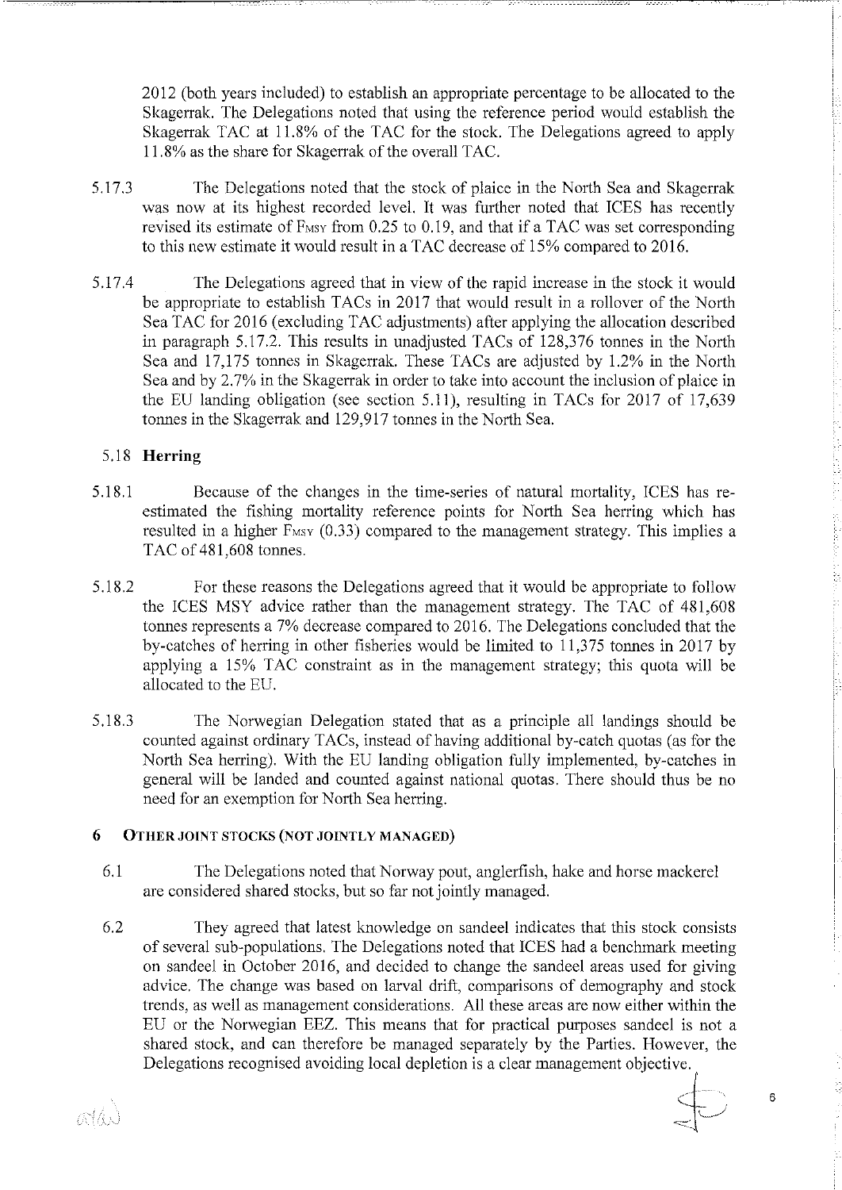2012 (both years included) to establish an appropriate percentage to be allocated to the Skagerrak. The Delegations noted that using the reference period would establish the Skagerrak TAC at 11.8% of the TAC for the stock. The Delegations agreed to apply 11.8% as the share for Skagerrak of the overall TAC.

5.17.3 The Delegations noted that the stock of plaice in the North Sea and Skagerrak was now at its highest recorded level. It was further noted that ICES has recently revised its estimate of $F_{MSY}$ from 0.25 to 0.19, and that if a TAC was set corresponding to this new estimate it would result in a TAC decrease of 15% compared to 2016.

5.17.4 The Delegations agreed that in view of the rapid increase in the stock it would be appropriate to establish TACs in 2017 that would result in a rollover of the North Sea TAC for 2016 (excluding TAC adjustments) after applying the allocation described in paragraph 5.17.2. This results in unadjusted TACs of 128,376 tonnes in the North Sea and 17,175 tonnes in Skagerrak. These TACs are adjusted by 1.2% in the North Sea and by 2.7% in the Skagerrak in order to take into account the inclusion of plaice in the EU landing obligation (see section 5.11), resulting in TACs for 2017 of 17,639 tonnes in the Skagerrak and 129,917 tonnes in the North Sea.

### 5.18 Herring

5.18.1 Because of the changes in the time-series of natural mortality, ICES has re-estimated the fishing mortality reference points for North Sea herring which has resulted in a higher $F_{MSY}$ (0.33) compared to the management strategy. This implies a TAC of 481,608 tonnes.

5.18.2 For these reasons the Delegations agreed that it would be appropriate to follow the ICES MSY advice rather than the management strategy. The TAC of 481,608 tonnes represents a 7% decrease compared to 2016. The Delegations concluded that the by-catches of herring in other fisheries would be limited to 11,375 tonnes in 2017 by applying a 15% TAC constraint as in the management strategy; this quota will be allocated to the EU.

5.18.3 The Norwegian Delegation stated that as a principle all landings should be counted against ordinary TACs, instead of having additional by-catch quotas (as for the North Sea herring). With the EU landing obligation fully implemented, by-catches in general will be landed and counted against national quotas. There should thus be no need for an exemption for North Sea herring.

## 6 OTHER JOINT STOCKS (NOT JOINTLY MANAGED)

6.1 The Delegations noted that Norway pout, anglerfish, hake and horse mackerel are considered shared stocks, but so far not jointly managed.

6.2 They agreed that latest knowledge on sandeel indicates that this stock consists of several sub-populations. The Delegations noted that ICES had a benchmark meeting on sandeel in October 2016, and decided to change the sandeel areas used for giving advice. The change was based on larval drift, comparisons of demography and stock trends, as well as management considerations. All these areas are now either within the EU or the Norwegian EEZ. This means that for practical purposes sandeel is not a shared stock, and can therefore be managed separately by the Parties. However, the Delegations recognised avoiding local depletion is a clear management objective.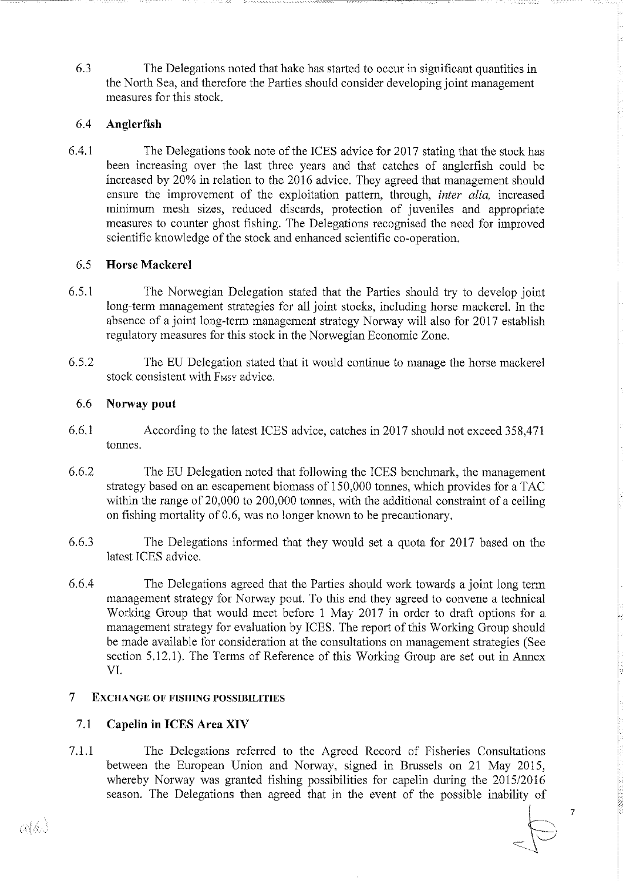6.3 The Delegations noted that hake has started to occur in significant quantities in the North Sea, and therefore the Parties should consider developing joint management measures for this stock.

### 6.4 Anglerfish

6.4.1 The Delegations took note of the ICES advice for 2017 stating that the stock has been increasing over the last three years and that catches of anglerfish could be increased by 20% in relation to the 2016 advice. They agreed that management should ensure the improvement of the exploitation pattern, through, *inter alia,* increased minimum mesh sizes, reduced discards, protection of juveniles and appropriate measures to counter ghost fishing. The Delegations recognised the need for improved scientific knowledge of the stock and enhanced scientific co-operation.

### 6.5 Horse Mackerel

6.5.1 The Norwegian Delegation stated that the Parties should try to develop joint long-term management strategies for all joint stocks, including horse mackerel. In the absence of a joint long-term management strategy Norway will also for 2017 establish regulatory measures for this stock in the Norwegian Economic Zone.

6.5.2 The EU Delegation stated that it would continue to manage the horse mackerel stock consistent with $F_{MSY}$ advice.

### 6.6 Norway pout

6.6.1 According to the latest ICES advice, catches in 2017 should not exceed 358,471 tonnes.

6.6.2 The EU Delegation noted that following the ICES benchmark, the management strategy based on an escapement biomass of 150,000 tonnes, which provides for a TAC within the range of 20,000 to 200,000 tonnes, with the additional constraint of a ceiling on fishing mortality of 0.6, was no longer known to be precautionary.

6.6.3 The Delegations informed that they would set a quota for 2017 based on the latest ICES advice.

6.6.4 The Delegations agreed that the Parties should work towards a joint long term management strategy for Norway pout. To this end they agreed to convene a technical Working Group that would meet before 1 May 2017 in order to draft options for a management strategy for evaluation by ICES. The report of this Working Group should be made available for consideration at the consultations on management strategies (See section 5.12.1). The Terms of Reference of this Working Group are set out in Annex VI.

## 7 EXCHANGE OF FISHING POSSIBILITIES

### 7.1 Capelin in ICES Area XIV

7.1.1 The Delegations referred to the Agreed Record of Fisheries Consultations between the European Union and Norway, signed in Brussels on 21 May 2015, whereby Norway was granted fishing possibilities for capelin during the 2015/2016 season. The Delegations then agreed that in the event of the possible inability of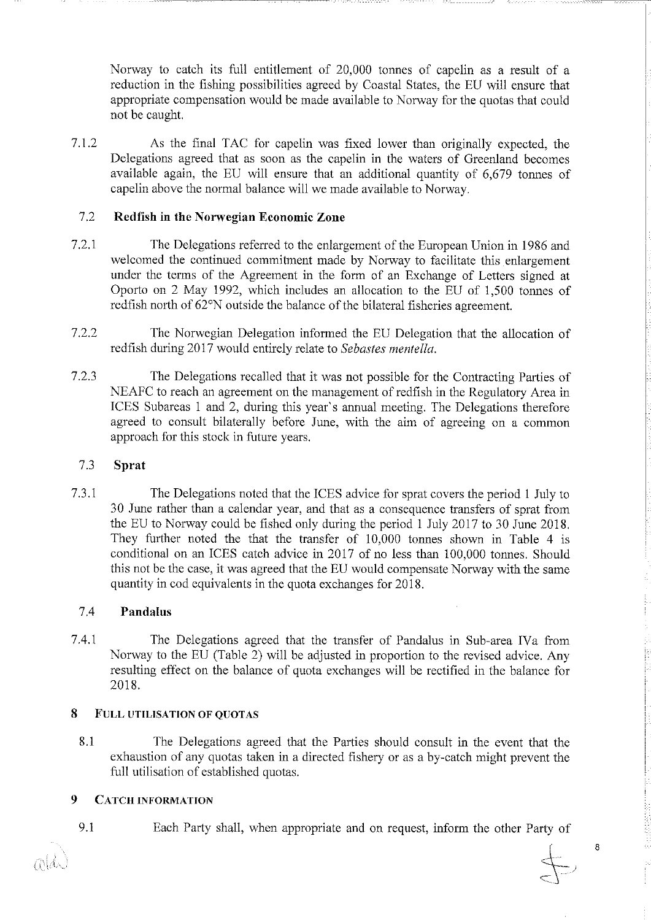Norway to catch its full entitlement of 20,000 tonnes of capelin as a result of a reduction in the fishing possibilities agreed by Coastal States, the EU will ensure that appropriate compensation would be made available to Norway for the quotas that could not be caught.

7.1.2 As the final TAC for capelin was fixed lower than originally expected, the Delegations agreed that as soon as the capelin in the waters of Greenland becomes available again, the EU will ensure that an additional quantity of 6,679 tonnes of capelin above the normal balance will we made available to Norway.

### 7.2 Redfish in the Norwegian Economic Zone

7.2.1 The Delegations referred to the enlargement of the European Union in 1986 and welcomed the continued commitment made by Norway to facilitate this enlargement under the terms of the Agreement in the form of an Exchange of Letters signed at Oporto on 2 May 1992, which includes an allocation to the EU of 1,500 tonnes of redfish north of 62°N outside the balance of the bilateral fisheries agreement.

7.2.2 The Norwegian Delegation informed the EU Delegation that the allocation of redfish during 2017 would entirely relate to *Sebastes mentella*.

7.2.3 The Delegations recalled that it was not possible for the Contracting Parties of NEAFC to reach an agreement on the management of redfish in the Regulatory Area in ICES Subareas 1 and 2, during this year's annual meeting. The Delegations therefore agreed to consult bilaterally before June, with the aim of agreeing on a common approach for this stock in future years.

### 7.3 Sprat

7.3.1 The Delegations noted that the ICES advice for sprat covers the period 1 July to 30 June rather than a calendar year, and that as a consequence transfers of sprat from the EU to Norway could be fished only during the period 1 July 2017 to 30 June 2018. They further noted the that the transfer of 10,000 tonnes shown in Table 4 is conditional on an ICES catch advice in 2017 of no less than 100,000 tonnes. Should this not be the case, it was agreed that the EU would compensate Norway with the same quantity in cod equivalents in the quota exchanges for 2018.

### 7.4 Pandalus

7.4.1 The Delegations agreed that the transfer of Pandalus in Sub-area IVa from Norway to the EU (Table 2) will be adjusted in proportion to the revised advice. Any resulting effect on the balance of quota exchanges will be rectified in the balance for 2018.

## 8 Full utilisation of quotas

8.1 The Delegations agreed that the Parties should consult in the event that the exhaustion of any quotas taken in a directed fishery or as a by-catch might prevent the full utilisation of established quotas.

## 9 Catch information

9.1 Each Party shall, when appropriate and on request, inform the other Party of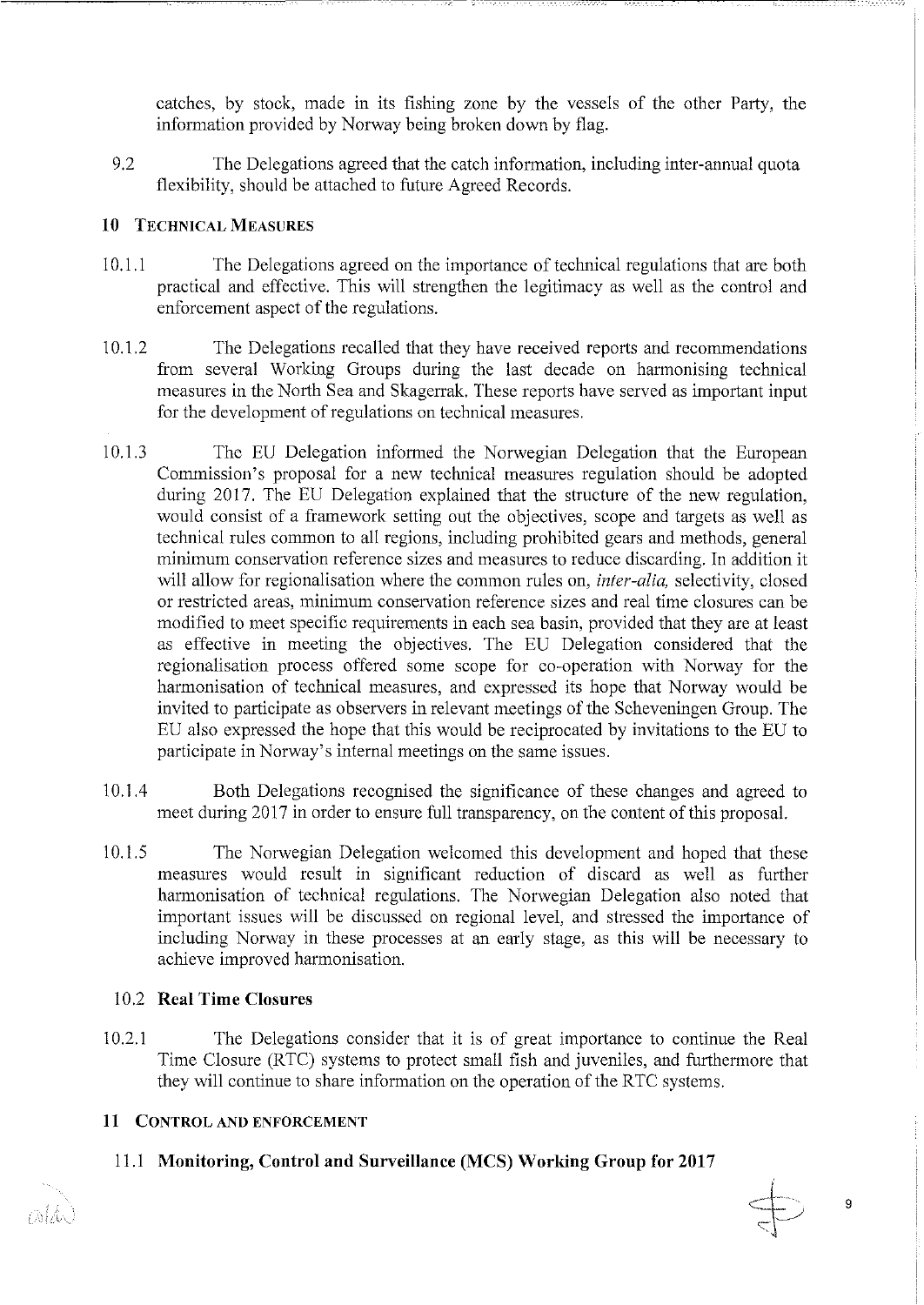catches, by stock, made in its fishing zone by the vessels of the other Party, the information provided by Norway being broken down by flag.

9.2 The Delegations agreed that the catch information, including inter-annual quota flexibility, should be attached to future Agreed Records.

## 10 Technical Measures

10.1.1 The Delegations agreed on the importance of technical regulations that are both practical and effective. This will strengthen the legitimacy as well as the control and enforcement aspect of the regulations.

10.1.2 The Delegations recalled that they have received reports and recommendations from several Working Groups during the last decade on harmonising technical measures in the North Sea and Skagerrak. These reports have served as important input for the development of regulations on technical measures.

10.1.3 The EU Delegation informed the Norwegian Delegation that the European Commission's proposal for a new technical measures regulation should be adopted during 2017. The EU Delegation explained that the structure of the new regulation, would consist of a framework setting out the objectives, scope and targets as well as technical rules common to all regions, including prohibited gears and methods, general minimum conservation reference sizes and measures to reduce discarding. In addition it will allow for regionalisation where the common rules on, *inter-alia,* selectivity, closed or restricted areas, minimum conservation reference sizes and real time closures can be modified to meet specific requirements in each sea basin, provided that they are at least as effective in meeting the objectives. The EU Delegation considered that the regionalisation process offered some scope for co-operation with Norway for the harmonisation of technical measures, and expressed its hope that Norway would be invited to participate as observers in relevant meetings of the Scheveningen Group. The EU also expressed the hope that this would be reciprocated by invitations to the EU to participate in Norway's internal meetings on the same issues.

10.1.4 Both Delegations recognised the significance of these changes and agreed to meet during 2017 in order to ensure full transparency, on the content of this proposal.

10.1.5 The Norwegian Delegation welcomed this development and hoped that these measures would result in significant reduction of discard as well as further harmonisation of technical regulations. The Norwegian Delegation also noted that important issues will be discussed on regional level, and stressed the importance of including Norway in these processes at an early stage, as this will be necessary to achieve improved harmonisation.

### 10.2 Real Time Closures

10.2.1 The Delegations consider that it is of great importance to continue the Real Time Closure (RTC) systems to protect small fish and juveniles, and furthermore that they will continue to share information on the operation of the RTC systems.

## 11 Control and Enforcement

### 11.1 Monitoring, Control and Surveillance (MCS) Working Group for 2017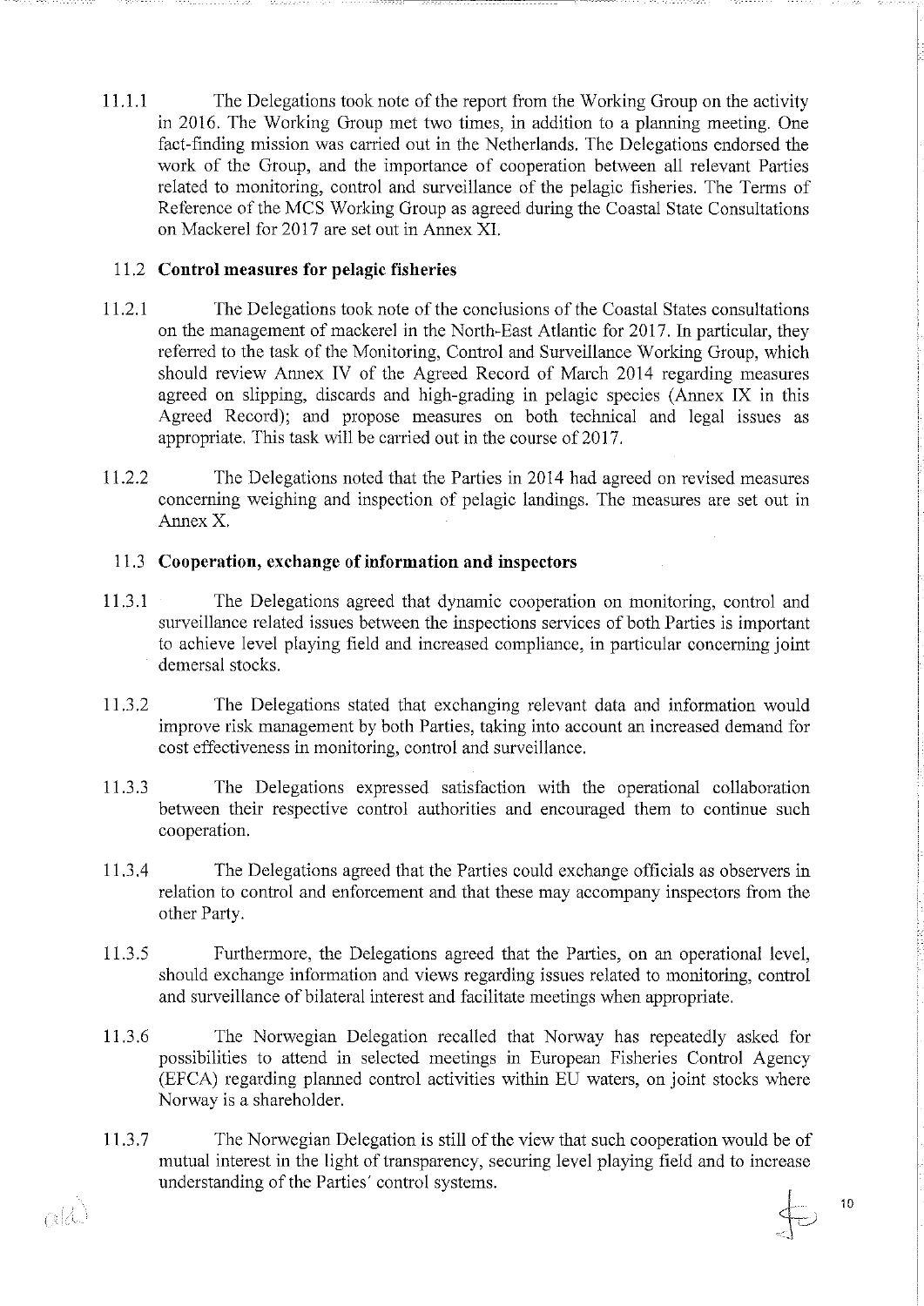11.1.1 The Delegations took note of the report from the Working Group on the activity in 2016. The Working Group met two times, in addition to a planning meeting. One fact-finding mission was carried out in the Netherlands. The Delegations endorsed the work of the Group, and the importance of cooperation between all relevant Parties related to monitoring, control and surveillance of the pelagic fisheries. The Terms of Reference of the MCS Working Group as agreed during the Coastal State Consultations on Mackerel for 2017 are set out in Annex XI.

### 11.2 Control measures for pelagic fisheries

11.2.1 The Delegations took note of the conclusions of the Coastal States consultations on the management of mackerel in the North-East Atlantic for 2017. In particular, they referred to the task of the Monitoring, Control and Surveillance Working Group, which should review Annex IV of the Agreed Record of March 2014 regarding measures agreed on slipping, discards and high-grading in pelagic species (Annex IX in this Agreed Record); and propose measures on both technical and legal issues as appropriate. This task will be carried out in the course of 2017.

11.2.2 The Delegations noted that the Parties in 2014 had agreed on revised measures concerning weighing and inspection of pelagic landings. The measures are set out in Annex X.

### 11.3 Cooperation, exchange of information and inspectors

11.3.1 The Delegations agreed that dynamic cooperation on monitoring, control and surveillance related issues between the inspections services of both Parties is important to achieve level playing field and increased compliance, in particular concerning joint demersal stocks.

11.3.2 The Delegations stated that exchanging relevant data and information would improve risk management by both Parties, taking into account an increased demand for cost effectiveness in monitoring, control and surveillance.

11.3.3 The Delegations expressed satisfaction with the operational collaboration between their respective control authorities and encouraged them to continue such cooperation.

11.3.4 The Delegations agreed that the Parties could exchange officials as observers in relation to control and enforcement and that these may accompany inspectors from the other Party.

11.3.5 Furthermore, the Delegations agreed that the Parties, on an operational level, should exchange information and views regarding issues related to monitoring, control and surveillance of bilateral interest and facilitate meetings when appropriate.

11.3.6 The Norwegian Delegation recalled that Norway has repeatedly asked for possibilities to attend in selected meetings in European Fisheries Control Agency (EFCA) regarding planned control activities within EU waters, on joint stocks where Norway is a shareholder.

11.3.7 The Norwegian Delegation is still of the view that such cooperation would be of mutual interest in the light of transparency, securing level playing field and to increase understanding of the Parties' control systems.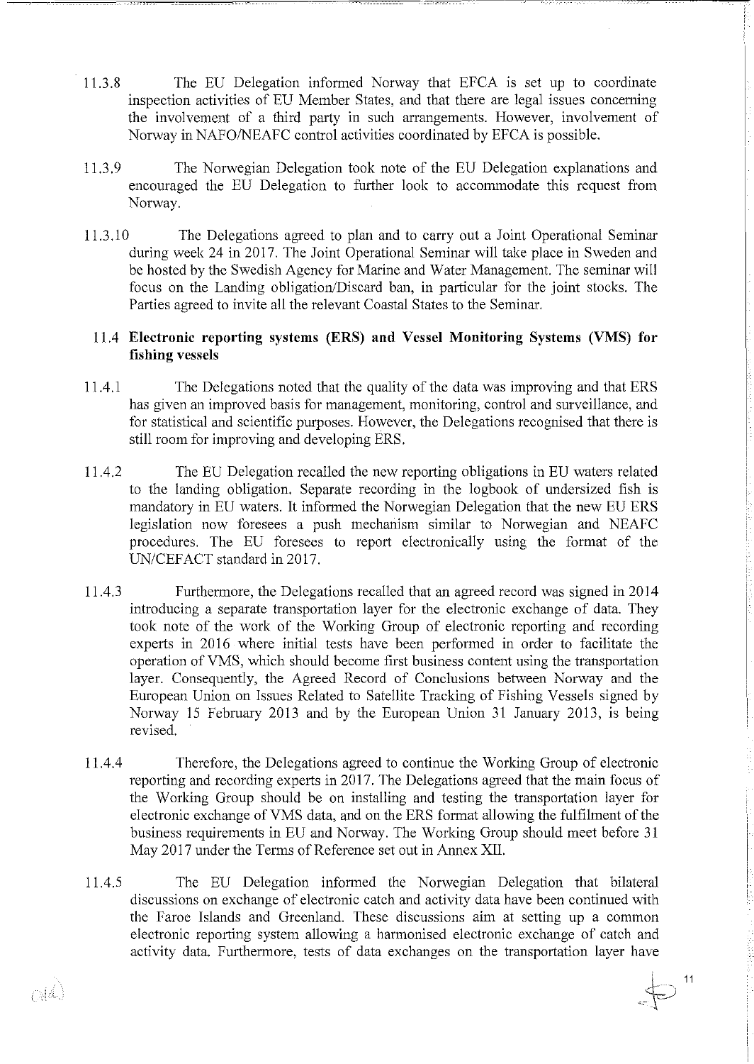11.3.8 The EU Delegation informed Norway that EFCA is set up to coordinate inspection activities of EU Member States, and that there are legal issues concerning the involvement of a third party in such arrangements. However, involvement of Norway in NAFO/NEAFC control activities coordinated by EFCA is possible.

11.3.9 The Norwegian Delegation took note of the EU Delegation explanations and encouraged the EU Delegation to further look to accommodate this request from Norway.

11.3.10 The Delegations agreed to plan and to carry out a Joint Operational Seminar during week 24 in 2017. The Joint Operational Seminar will take place in Sweden and be hosted by the Swedish Agency for Marine and Water Management. The seminar will focus on the Landing obligation/Discard ban, in particular for the joint stocks. The Parties agreed to invite all the relevant Coastal States to the Seminar.

### 11.4 Electronic reporting systems (ERS) and Vessel Monitoring Systems (VMS) for fishing vessels

11.4.1 The Delegations noted that the quality of the data was improving and that ERS has given an improved basis for management, monitoring, control and surveillance, and for statistical and scientific purposes. However, the Delegations recognised that there is still room for improving and developing ERS.

11.4.2 The EU Delegation recalled the new reporting obligations in EU waters related to the landing obligation. Separate recording in the logbook of undersized fish is mandatory in EU waters. It informed the Norwegian Delegation that the new EU ERS legislation now foresees a push mechanism similar to Norwegian and NEAFC procedures. The EU foresees to report electronically using the format of the UN/CEFACT standard in 2017.

11.4.3 Furthermore, the Delegations recalled that an agreed record was signed in 2014 introducing a separate transportation layer for the electronic exchange of data. They took note of the work of the Working Group of electronic reporting and recording experts in 2016 where initial tests have been performed in order to facilitate the operation of VMS, which should become first business content using the transportation layer. Consequently, the Agreed Record of Conclusions between Norway and the European Union on Issues Related to Satellite Tracking of Fishing Vessels signed by Norway 15 February 2013 and by the European Union 31 January 2013, is being revised.

11.4.4 Therefore, the Delegations agreed to continue the Working Group of electronic reporting and recording experts in 2017. The Delegations agreed that the main focus of the Working Group should be on installing and testing the transportation layer for electronic exchange of VMS data, and on the ERS format allowing the fulfilment of the business requirements in EU and Norway. The Working Group should meet before 31 May 2017 under the Terms of Reference set out in Annex XII.

11.4.5 The EU Delegation informed the Norwegian Delegation that bilateral discussions on exchange of electronic catch and activity data have been continued with the Faroe Islands and Greenland. These discussions aim at setting up a common electronic reporting system allowing a harmonised electronic exchange of catch and activity data. Furthermore, tests of data exchanges on the transportation layer have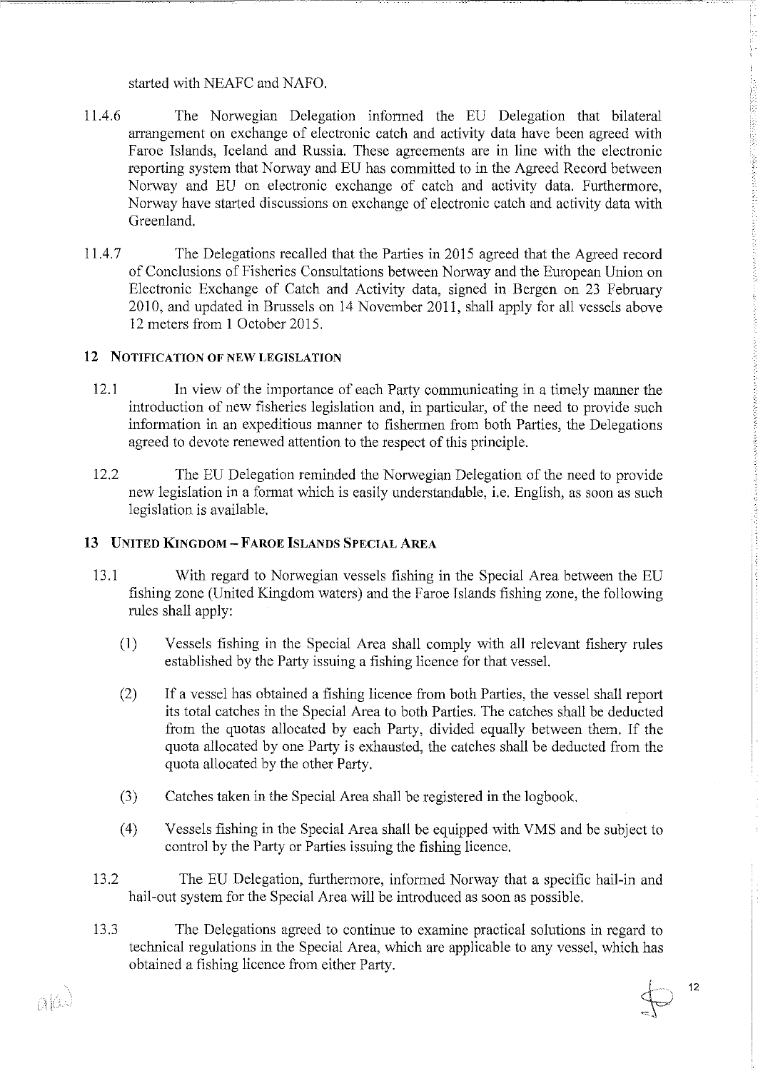started with NEAFC and NAFO.

11.4.6 The Norwegian Delegation informed the EU Delegation that bilateral arrangement on exchange of electronic catch and activity data have been agreed with Faroe Islands, Iceland and Russia. These agreements are in line with the electronic reporting system that Norway and EU has committed to in the Agreed Record between Norway and EU on electronic exchange of catch and activity data. Furthermore, Norway have started discussions on exchange of electronic catch and activity data with Greenland.

11.4.7 The Delegations recalled that the Parties in 2015 agreed that the Agreed record of Conclusions of Fisheries Consultations between Norway and the European Union on Electronic Exchange of Catch and Activity data, signed in Bergen on 23 February 2010, and updated in Brussels on 14 November 2011, shall apply for all vessels above 12 meters from 1 October 2015.

## 12 Notification of new legislation

12.1 In view of the importance of each Party communicating in a timely manner the introduction of new fisheries legislation and, in particular, of the need to provide such information in an expeditious manner to fishermen from both Parties, the Delegations agreed to devote renewed attention to the respect of this principle.

12.2 The EU Delegation reminded the Norwegian Delegation of the need to provide new legislation in a format which is easily understandable, i.e. English, as soon as such legislation is available.

## 13 United Kingdom – Faroe Islands Special Area

13.1 With regard to Norwegian vessels fishing in the Special Area between the EU fishing zone (United Kingdom waters) and the Faroe Islands fishing zone, the following rules shall apply:

(1) Vessels fishing in the Special Area shall comply with all relevant fishery rules established by the Party issuing a fishing licence for that vessel.

(2) If a vessel has obtained a fishing licence from both Parties, the vessel shall report its total catches in the Special Area to both Parties. The catches shall be deducted from the quotas allocated by each Party, divided equally between them. If the quota allocated by one Party is exhausted, the catches shall be deducted from the quota allocated by the other Party.

(3) Catches taken in the Special Area shall be registered in the logbook.

(4) Vessels fishing in the Special Area shall be equipped with VMS and be subject to control by the Party or Parties issuing the fishing licence.

13.2 The EU Delegation, furthermore, informed Norway that a specific hail-in and hail-out system for the Special Area will be introduced as soon as possible.

13.3 The Delegations agreed to continue to examine practical solutions in regard to technical regulations in the Special Area, which are applicable to any vessel, which has obtained a fishing licence from either Party.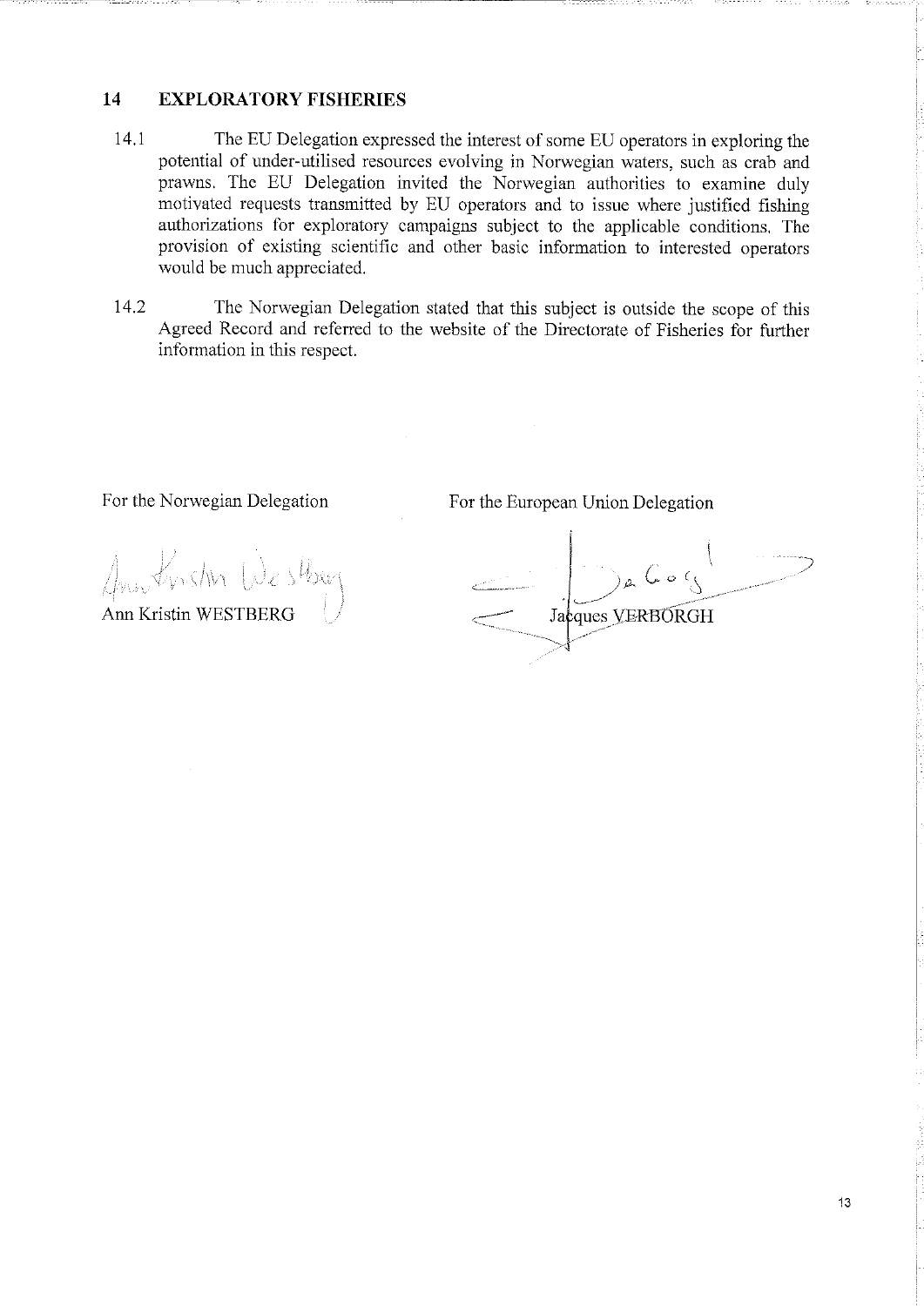## 14 EXPLORATORY FISHERIES

14.1 The EU Delegation expressed the interest of some EU operators in exploring the potential of under-utilised resources evolving in Norwegian waters, such as crab and prawns. The EU Delegation invited the Norwegian authorities to examine duly motivated requests transmitted by EU operators and to issue where justified fishing authorizations for exploratory campaigns subject to the applicable conditions. The provision of existing scientific and other basic information to interested operators would be much appreciated.

14.2 The Norwegian Delegation stated that this subject is outside the scope of this Agreed Record and referred to the website of the Directorate of Fisheries for further information in this respect.

| For the Norwegian Delegation | For the European Union Delegation |
|---|---|
| Ann Kristin WESTBERG | Jacques VERBORGH |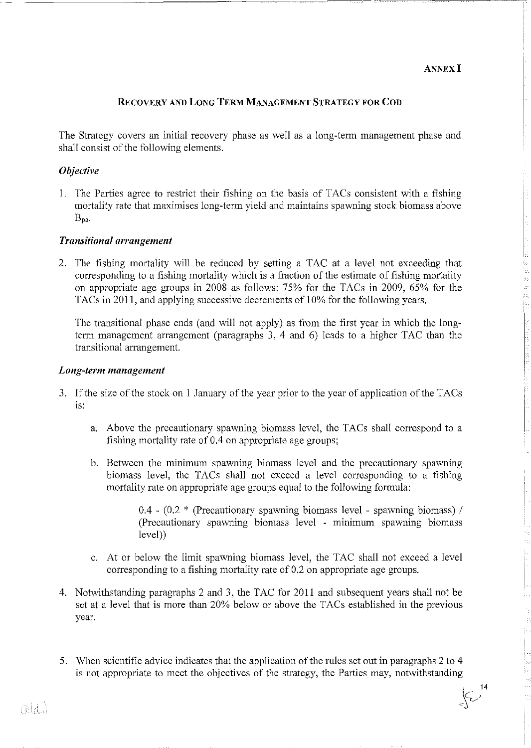**ANNEX I**

## RECOVERY AND LONG TERM MANAGEMENT STRATEGY FOR COD

The Strategy covers an initial recovery phase as well as a long-term management phase and shall consist of the following elements.

### *Objective*

1. The Parties agree to restrict their fishing on the basis of TACs consistent with a fishing mortality rate that maximises long-term yield and maintains spawning stock biomass above $B_{pa}$.

### *Transitional arrangement*

2. The fishing mortality will be reduced by setting a TAC at a level not exceeding that corresponding to a fishing mortality which is a fraction of the estimate of fishing mortality on appropriate age groups in 2008 as follows: 75% for the TACs in 2009, 65% for the TACs in 2011, and applying successive decrements of 10% for the following years.

   The transitional phase ends (and will not apply) as from the first year in which the long-term management arrangement (paragraphs 3, 4 and 6) leads to a higher TAC than the transitional arrangement.

### *Long-term management*

3. If the size of the stock on 1 January of the year prior to the year of application of the TACs is:

   a. Above the precautionary spawning biomass level, the TACs shall correspond to a fishing mortality rate of 0.4 on appropriate age groups;

   b. Between the minimum spawning biomass level and the precautionary spawning biomass level, the TACs shall not exceed a level corresponding to a fishing mortality rate on appropriate age groups equal to the following formula:

      0.4 - (0.2 * (Precautionary spawning biomass level - spawning biomass) / (Precautionary spawning biomass level - minimum spawning biomass level))

   c. At or below the limit spawning biomass level, the TAC shall not exceed a level corresponding to a fishing mortality rate of 0.2 on appropriate age groups.

4. Notwithstanding paragraphs 2 and 3, the TAC for 2011 and subsequent years shall not be set at a level that is more than 20% below or above the TACs established in the previous year.

5. When scientific advice indicates that the application of the rules set out in paragraphs 2 to 4 is not appropriate to meet the objectives of the strategy, the Parties may, notwithstanding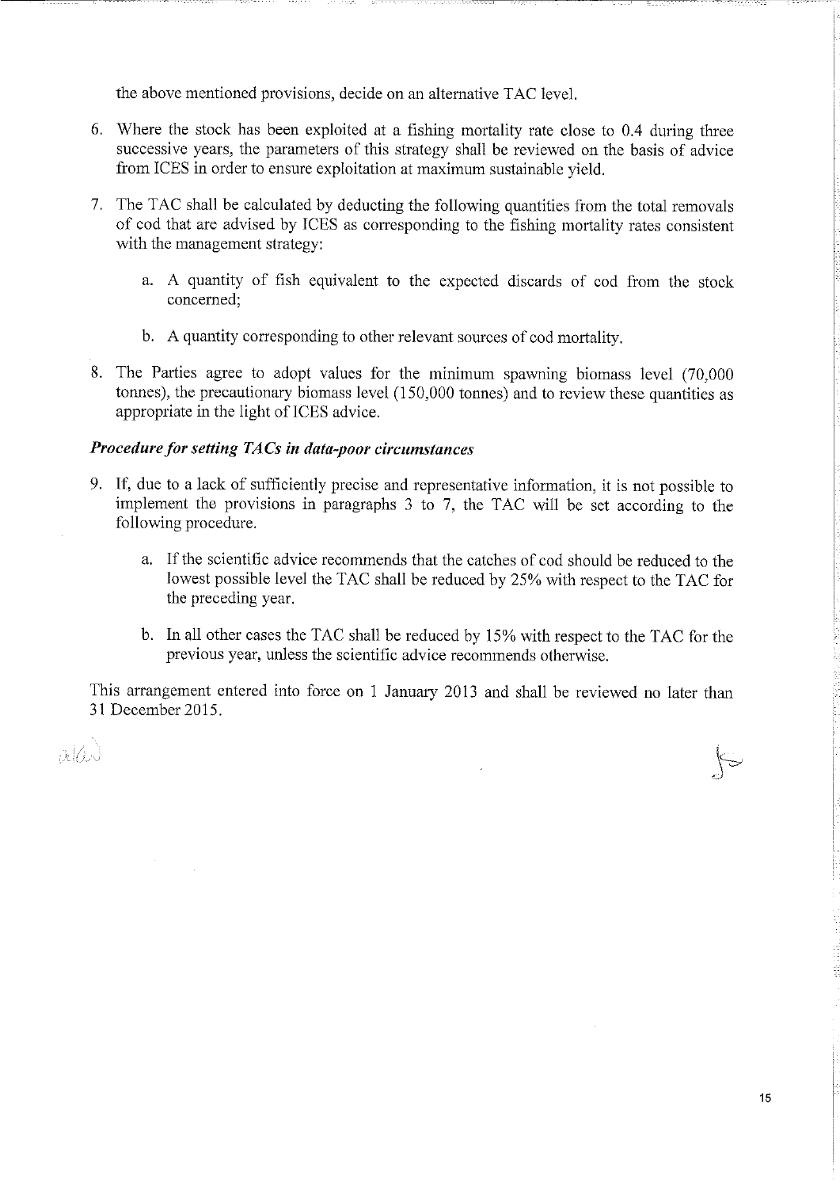the above mentioned provisions, decide on an alternative TAC level.

6. Where the stock has been exploited at a fishing mortality rate close to 0.4 during three successive years, the parameters of this strategy shall be reviewed on the basis of advice from ICES in order to ensure exploitation at maximum sustainable yield.

7. The TAC shall be calculated by deducting the following quantities from the total removals of cod that are advised by ICES as corresponding to the fishing mortality rates consistent with the management strategy:

   a. A quantity of fish equivalent to the expected discards of cod from the stock concerned;

   b. A quantity corresponding to other relevant sources of cod mortality.

8. The Parties agree to adopt values for the minimum spawning biomass level (70,000 tonnes), the precautionary biomass level (150,000 tonnes) and to review these quantities as appropriate in the light of ICES advice.

***Procedure for setting TACs in data-poor circumstances***

9. If, due to a lack of sufficiently precise and representative information, it is not possible to implement the provisions in paragraphs 3 to 7, the TAC will be set according to the following procedure.

   a. If the scientific advice recommends that the catches of cod should be reduced to the lowest possible level the TAC shall be reduced by 25% with respect to the TAC for the preceding year.

   b. In all other cases the TAC shall be reduced by 15% with respect to the TAC for the previous year, unless the scientific advice recommends otherwise.

This arrangement entered into force on 1 January 2013 and shall be reviewed no later than 31 December 2015.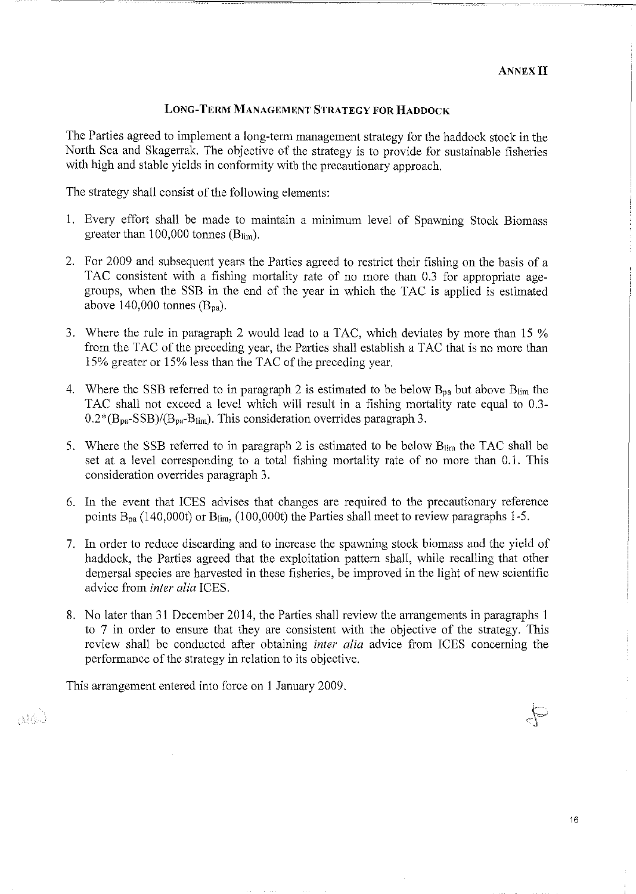**ANNEX II**

## LONG-TERM MANAGEMENT STRATEGY FOR HADDOCK

The Parties agreed to implement a long-term management strategy for the haddock stock in the North Sea and Skagerrak. The objective of the strategy is to provide for sustainable fisheries with high and stable yields in conformity with the precautionary approach.

The strategy shall consist of the following elements:

1. Every effort shall be made to maintain a minimum level of Spawning Stock Biomass greater than 100,000 tonnes ($B_{lim}$).

2. For 2009 and subsequent years the Parties agreed to restrict their fishing on the basis of a TAC consistent with a fishing mortality rate of no more than 0.3 for appropriate age-groups, when the SSB in the end of the year in which the TAC is applied is estimated above 140,000 tonnes ($B_{pa}$).

3. Where the rule in paragraph 2 would lead to a TAC, which deviates by more than 15 % from the TAC of the preceding year, the Parties shall establish a TAC that is no more than 15% greater or 15% less than the TAC of the preceding year.

4. Where the SSB referred to in paragraph 2 is estimated to be below $B_{pa}$ but above $B_{lim}$ the TAC shall not exceed a level which will result in a fishing mortality rate equal to $0.3-0.2*(B_{pa}-SSB)/(B_{pa}-B_{lim})$. This consideration overrides paragraph 3.

5. Where the SSB referred to in paragraph 2 is estimated to be below $B_{lim}$ the TAC shall be set at a level corresponding to a total fishing mortality rate of no more than 0.1. This consideration overrides paragraph 3.

6. In the event that ICES advises that changes are required to the precautionary reference points $B_{pa}$ (140,000t) or $B_{lim}$, (100,000t) the Parties shall meet to review paragraphs 1-5.

7. In order to reduce discarding and to increase the spawning stock biomass and the yield of haddock, the Parties agreed that the exploitation pattern shall, while recalling that other demersal species are harvested in these fisheries, be improved in the light of new scientific advice from *inter alia* ICES.

8. No later than 31 December 2014, the Parties shall review the arrangements in paragraphs 1 to 7 in order to ensure that they are consistent with the objective of the strategy. This review shall be conducted after obtaining *inter alia* advice from ICES concerning the performance of the strategy in relation to its objective.

This arrangement entered into force on 1 January 2009.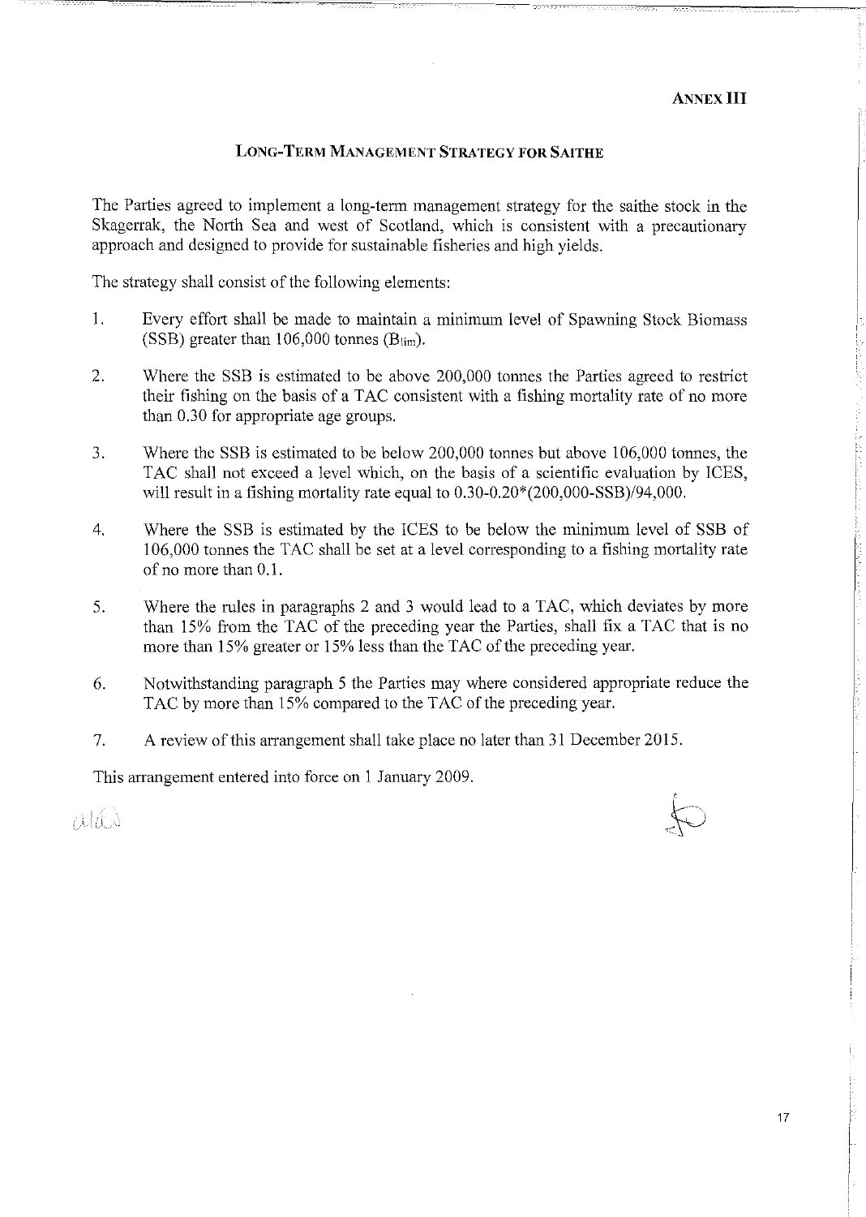**ANNEX III**

## LONG-TERM MANAGEMENT STRATEGY FOR SAITHE

The Parties agreed to implement a long-term management strategy for the saithe stock in the Skagerrak, the North Sea and west of Scotland, which is consistent with a precautionary approach and designed to provide for sustainable fisheries and high yields.

The strategy shall consist of the following elements:

1. Every effort shall be made to maintain a minimum level of Spawning Stock Biomass (SSB) greater than 106,000 tonnes ($B_{lim}$).

2. Where the SSB is estimated to be above 200,000 tonnes the Parties agreed to restrict their fishing on the basis of a TAC consistent with a fishing mortality rate of no more than 0.30 for appropriate age groups.

3. Where the SSB is estimated to be below 200,000 tonnes but above 106,000 tonnes, the TAC shall not exceed a level which, on the basis of a scientific evaluation by ICES, will result in a fishing mortality rate equal to $0.30-0.20*(200{,}000-SSB)/94{,}000$.

4. Where the SSB is estimated by the ICES to be below the minimum level of SSB of 106,000 tonnes the TAC shall be set at a level corresponding to a fishing mortality rate of no more than 0.1.

5. Where the rules in paragraphs 2 and 3 would lead to a TAC, which deviates by more than 15% from the TAC of the preceding year the Parties, shall fix a TAC that is no more than 15% greater or 15% less than the TAC of the preceding year.

6. Notwithstanding paragraph 5 the Parties may where considered appropriate reduce the TAC by more than 15% compared to the TAC of the preceding year.

7. A review of this arrangement shall take place no later than 31 December 2015.

This arrangement entered into force on 1 January 2009.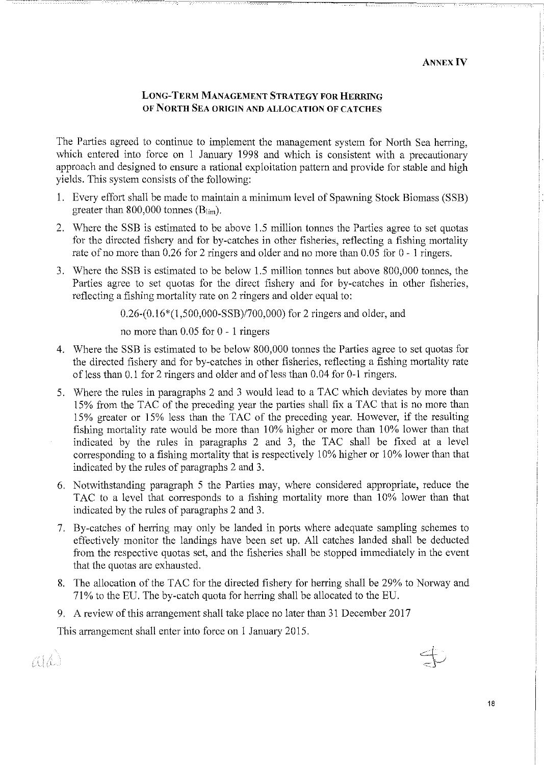**ANNEX IV**

## LONG-TERM MANAGEMENT STRATEGY FOR HERRING OF NORTH SEA ORIGIN AND ALLOCATION OF CATCHES

The Parties agreed to continue to implement the management system for North Sea herring, which entered into force on 1 January 1998 and which is consistent with a precautionary approach and designed to ensure a rational exploitation pattern and provide for stable and high yields. This system consists of the following:

1. Every effort shall be made to maintain a minimum level of Spawning Stock Biomass (SSB) greater than 800,000 tonnes ($B_{lim}$).
2. Where the SSB is estimated to be above 1.5 million tonnes the Parties agree to set quotas for the directed fishery and for by-catches in other fisheries, reflecting a fishing mortality rate of no more than 0.26 for 2 ringers and older and no more than 0.05 for 0 - 1 ringers.
3. Where the SSB is estimated to be below 1.5 million tonnes but above 800,000 tonnes, the Parties agree to set quotas for the direct fishery and for by-catches in other fisheries, reflecting a fishing mortality rate on 2 ringers and older equal to:

   0.26-(0.16*(1,500,000-SSB)/700,000) for 2 ringers and older, and

   no more than 0.05 for 0 - 1 ringers
4. Where the SSB is estimated to be below 800,000 tonnes the Parties agree to set quotas for the directed fishery and for by-catches in other fisheries, reflecting a fishing mortality rate of less than 0.1 for 2 ringers and older and of less than 0.04 for 0-1 ringers.
5. Where the rules in paragraphs 2 and 3 would lead to a TAC which deviates by more than 15% from the TAC of the preceding year the parties shall fix a TAC that is no more than 15% greater or 15% less than the TAC of the preceding year. However, if the resulting fishing mortality rate would be more than 10% higher or more than 10% lower than that indicated by the rules in paragraphs 2 and 3, the TAC shall be fixed at a level corresponding to a fishing mortality that is respectively 10% higher or 10% lower than that indicated by the rules of paragraphs 2 and 3.
6. Notwithstanding paragraph 5 the Parties may, where considered appropriate, reduce the TAC to a level that corresponds to a fishing mortality more than 10% lower than that indicated by the rules of paragraphs 2 and 3.
7. By-catches of herring may only be landed in ports where adequate sampling schemes to effectively monitor the landings have been set up. All catches landed shall be deducted from the respective quotas set, and the fisheries shall be stopped immediately in the event that the quotas are exhausted.
8. The allocation of the TAC for the directed fishery for herring shall be 29% to Norway and 71% to the EU. The by-catch quota for herring shall be allocated to the EU.
9. A review of this arrangement shall take place no later than 31 December 2017

This arrangement shall enter into force on 1 January 2015.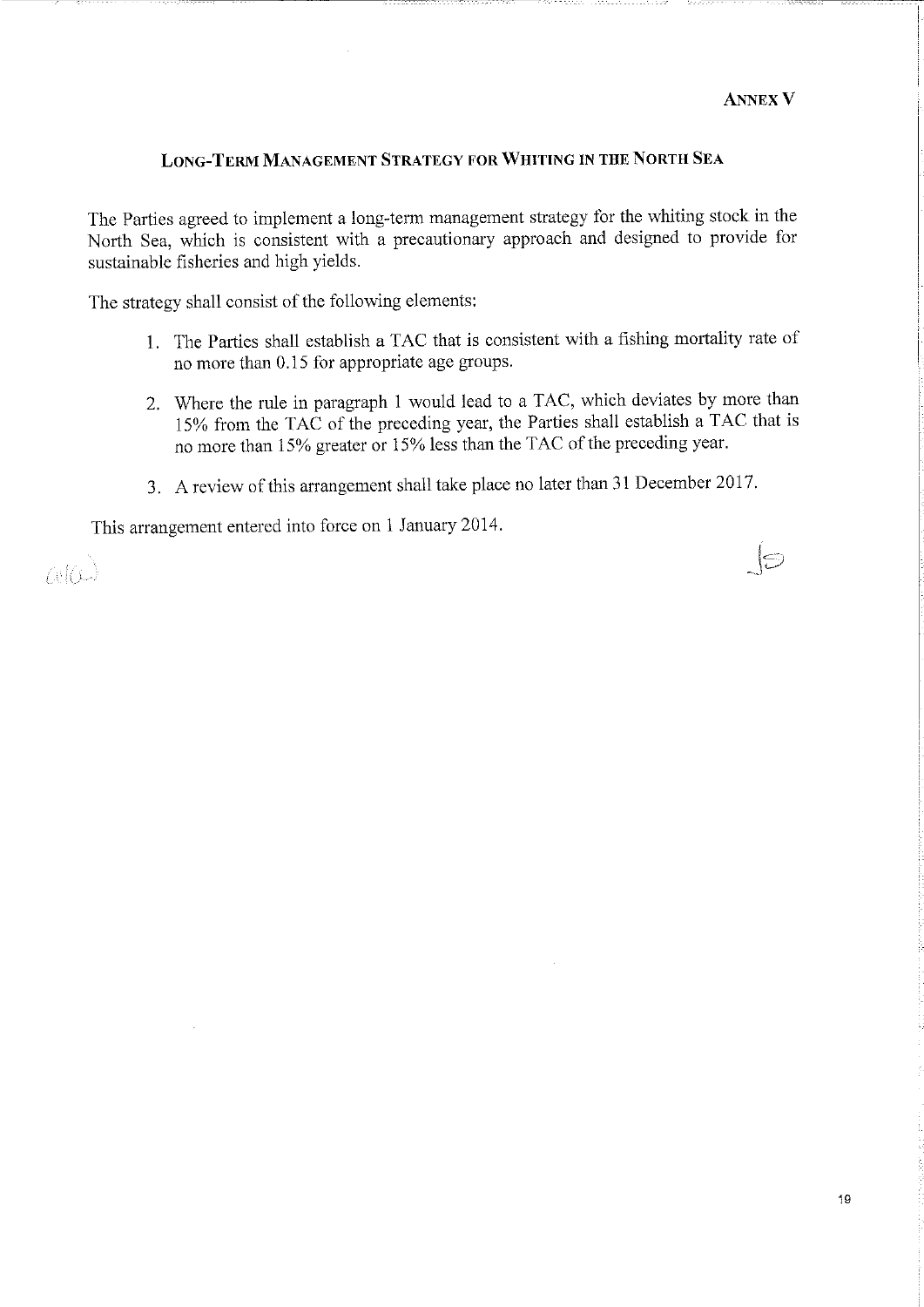**ANNEX V**

## LONG-TERM MANAGEMENT STRATEGY FOR WHITING IN THE NORTH SEA

The Parties agreed to implement a long-term management strategy for the whiting stock in the North Sea, which is consistent with a precautionary approach and designed to provide for sustainable fisheries and high yields.

The strategy shall consist of the following elements:

1. The Parties shall establish a TAC that is consistent with a fishing mortality rate of no more than 0.15 for appropriate age groups.

2. Where the rule in paragraph 1 would lead to a TAC, which deviates by more than 15% from the TAC of the preceding year, the Parties shall establish a TAC that is no more than 15% greater or 15% less than the TAC of the preceding year.

3. A review of this arrangement shall take place no later than 31 December 2017.

This arrangement entered into force on 1 January 2014.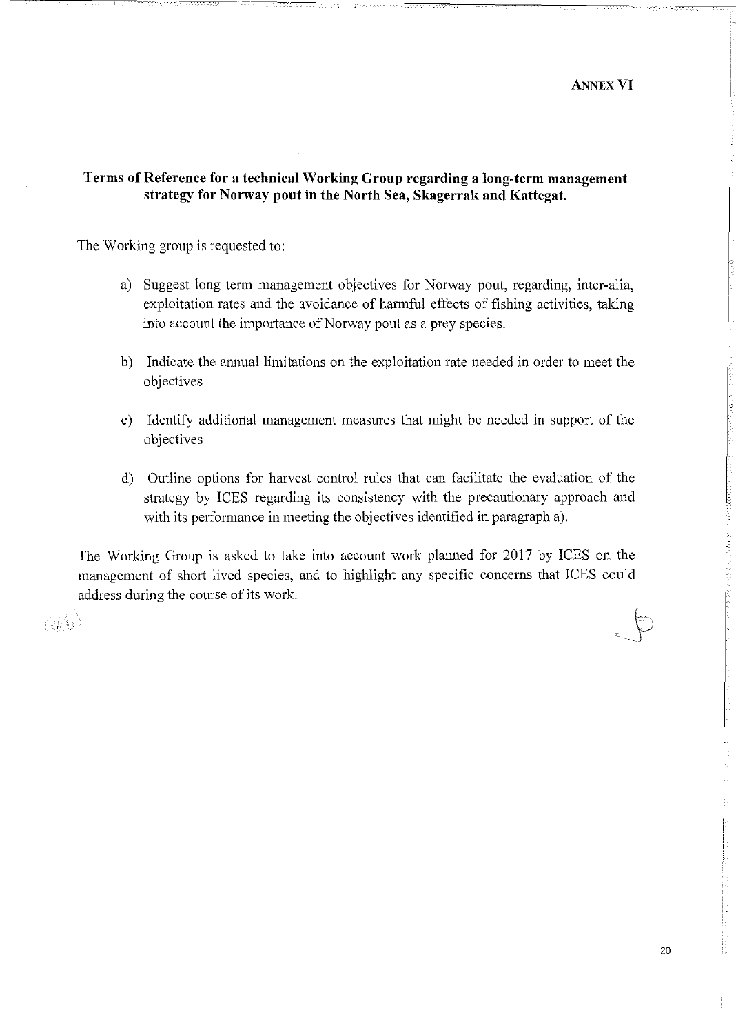**ANNEX VI**

## Terms of Reference for a technical Working Group regarding a long-term management strategy for Norway pout in the North Sea, Skagerrak and Kattegat.

The Working group is requested to:

a) Suggest long term management objectives for Norway pout, regarding, inter-alia, exploitation rates and the avoidance of harmful effects of fishing activities, taking into account the importance of Norway pout as a prey species.

b) Indicate the annual limitations on the exploitation rate needed in order to meet the objectives

c) Identify additional management measures that might be needed in support of the objectives

d) Outline options for harvest control rules that can facilitate the evaluation of the strategy by ICES regarding its consistency with the precautionary approach and with its performance in meeting the objectives identified in paragraph a).

The Working Group is asked to take into account work planned for 2017 by ICES on the management of short lived species, and to highlight any specific concerns that ICES could address during the course of its work.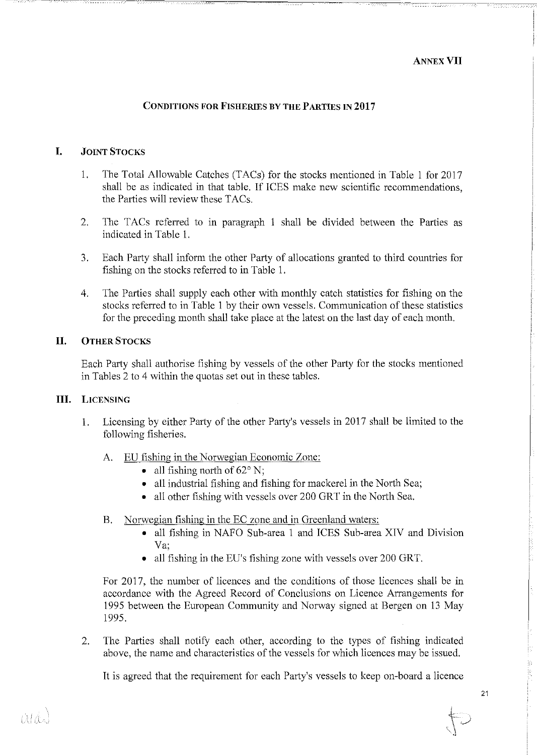**ANNEX VII**

## CONDITIONS FOR FISHERIES BY THE PARTIES IN 2017

### I. JOINT STOCKS

1. The Total Allowable Catches (TACs) for the stocks mentioned in Table 1 for 2017 shall be as indicated in that table. If ICES make new scientific recommendations, the Parties will review these TACs.

2. The TACs referred to in paragraph 1 shall be divided between the Parties as indicated in Table 1.

3. Each Party shall inform the other Party of allocations granted to third countries for fishing on the stocks referred to in Table 1.

4. The Parties shall supply each other with monthly catch statistics for fishing on the stocks referred to in Table 1 by their own vessels. Communication of these statistics for the preceding month shall take place at the latest on the last day of each month.

### II. OTHER STOCKS

Each Party shall authorise fishing by vessels of the other Party for the stocks mentioned in Tables 2 to 4 within the quotas set out in these tables.

### III. LICENSING

1. Licensing by either Party of the other Party's vessels in 2017 shall be limited to the following fisheries.

   A. EU fishing in the Norwegian Economic Zone:
      - all fishing north of 62° N;
      - all industrial fishing and fishing for mackerel in the North Sea;
      - all other fishing with vessels over 200 GRT in the North Sea.

   B. Norwegian fishing in the EC zone and in Greenland waters:
      - all fishing in NAFO Sub-area 1 and ICES Sub-area XIV and Division Va;
      - all fishing in the EU's fishing zone with vessels over 200 GRT.

   For 2017, the number of licences and the conditions of those licences shall be in accordance with the Agreed Record of Conclusions on Licence Arrangements for 1995 between the European Community and Norway signed at Bergen on 13 May 1995.

2. The Parties shall notify each other, according to the types of fishing indicated above, the name and characteristics of the vessels for which licences may be issued.

   It is agreed that the requirement for each Party's vessels to keep on-board a licence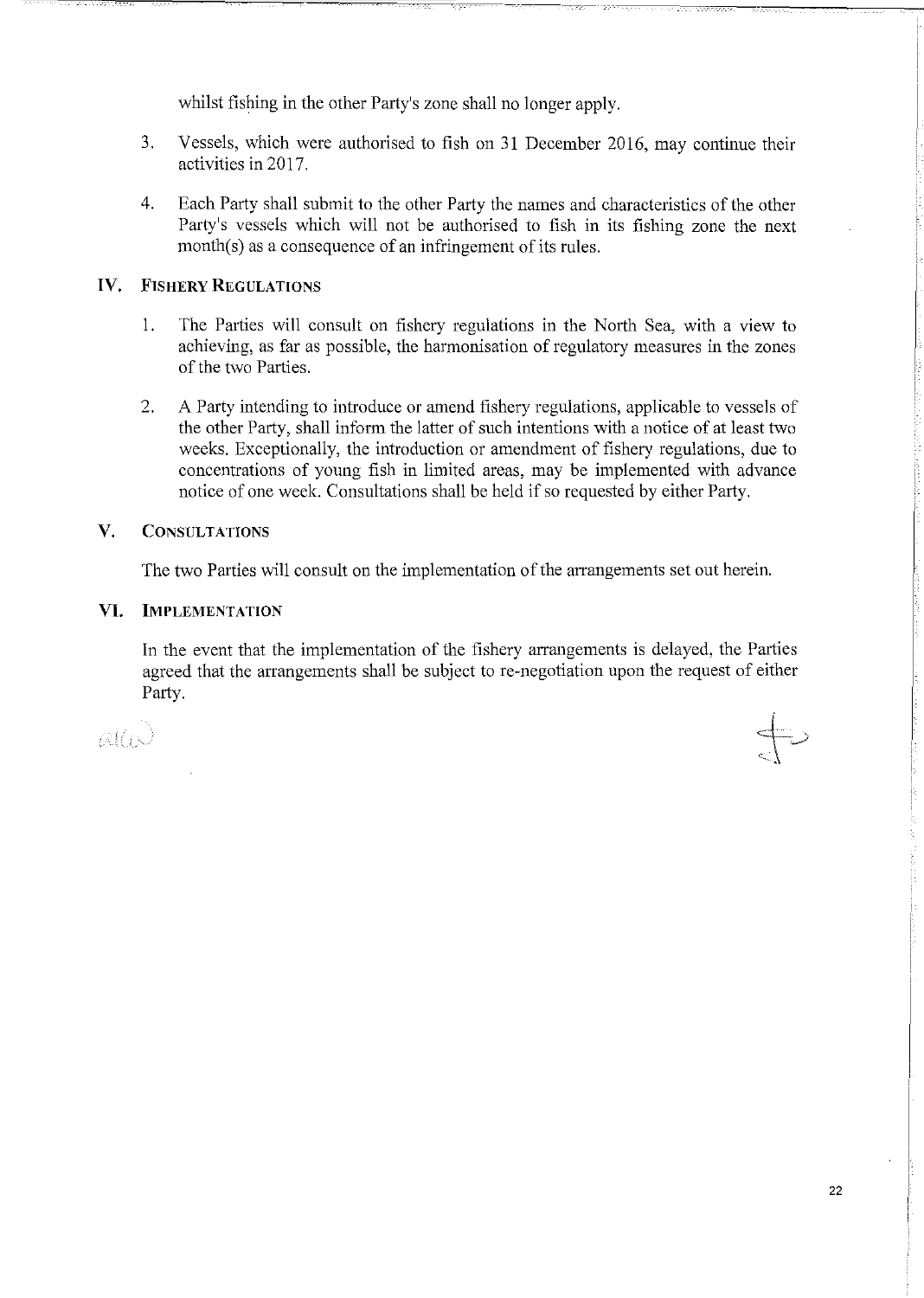whilst fishing in the other Party's zone shall no longer apply.

3. Vessels, which were authorised to fish on 31 December 2016, may continue their activities in 2017.

4. Each Party shall submit to the other Party the names and characteristics of the other Party's vessels which will not be authorised to fish in its fishing zone the next month(s) as a consequence of an infringement of its rules.

## IV. Fishery Regulations

1. The Parties will consult on fishery regulations in the North Sea, with a view to achieving, as far as possible, the harmonisation of regulatory measures in the zones of the two Parties.

2. A Party intending to introduce or amend fishery regulations, applicable to vessels of the other Party, shall inform the latter of such intentions with a notice of at least two weeks. Exceptionally, the introduction or amendment of fishery regulations, due to concentrations of young fish in limited areas, may be implemented with advance notice of one week. Consultations shall be held if so requested by either Party.

## V. Consultations

The two Parties will consult on the implementation of the arrangements set out herein.

## VI. Implementation

In the event that the implementation of the fishery arrangements is delayed, the Parties agreed that the arrangements shall be subject to re-negotiation upon the request of either Party.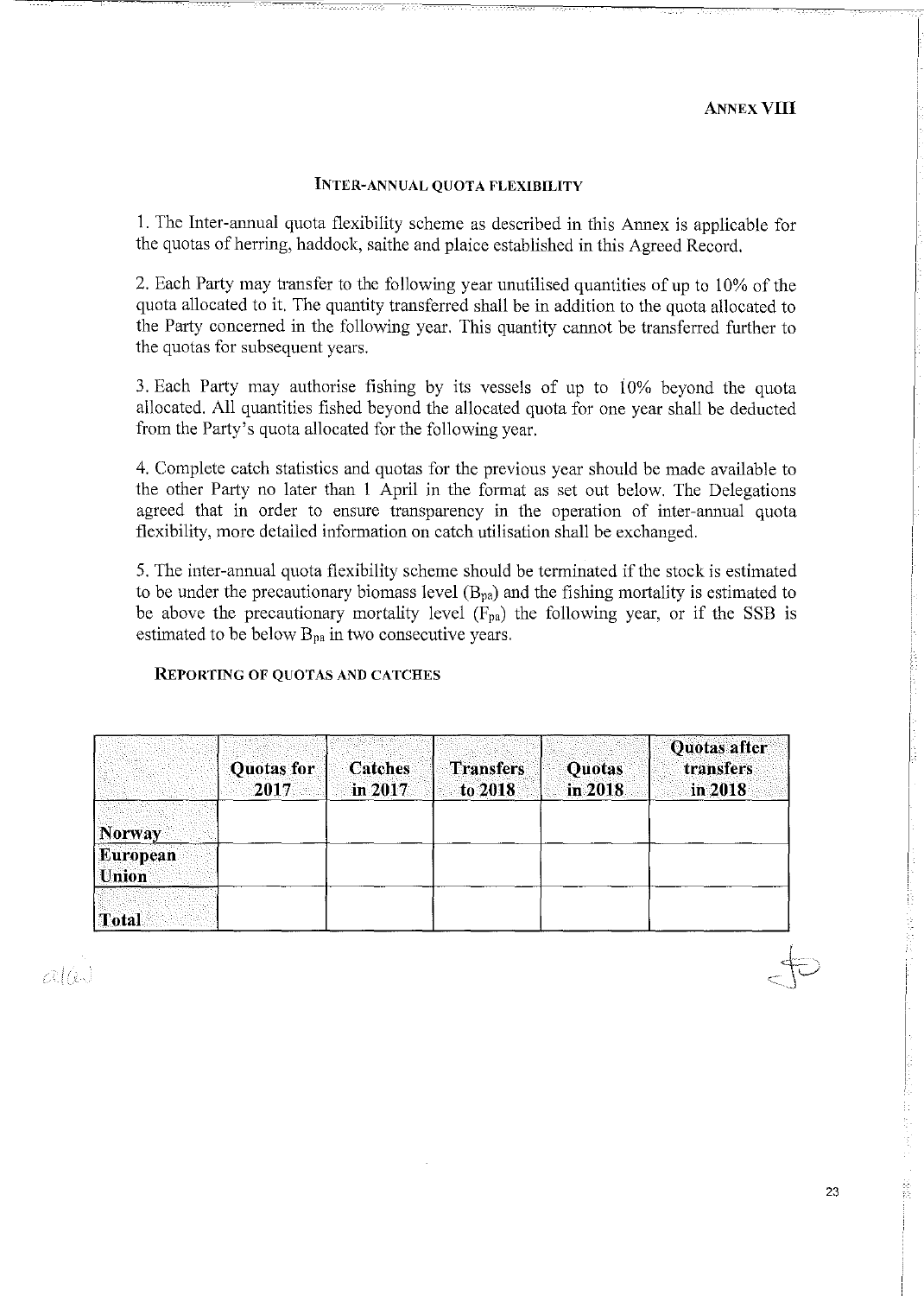**ANNEX VIII**

## INTER-ANNUAL QUOTA FLEXIBILITY

1. The Inter-annual quota flexibility scheme as described in this Annex is applicable for the quotas of herring, haddock, saithe and plaice established in this Agreed Record.

2. Each Party may transfer to the following year unutilised quantities of up to 10% of the quota allocated to it. The quantity transferred shall be in addition to the quota allocated to the Party concerned in the following year. This quantity cannot be transferred further to the quotas for subsequent years.

3. Each Party may authorise fishing by its vessels of up to 10% beyond the quota allocated. All quantities fished beyond the allocated quota for one year shall be deducted from the Party's quota allocated for the following year.

4. Complete catch statistics and quotas for the previous year should be made available to the other Party no later than 1 April in the format as set out below. The Delegations agreed that in order to ensure transparency in the operation of inter-annual quota flexibility, more detailed information on catch utilisation shall be exchanged.

5. The inter-annual quota flexibility scheme should be terminated if the stock is estimated to be under the precautionary biomass level ($B_{pa}$) and the fishing mortality is estimated to be above the precautionary mortality level ($F_{pa}$) the following year, or if the SSB is estimated to be below $B_{pa}$ in two consecutive years.

### REPORTING OF QUOTAS AND CATCHES

| | Quotas for 2017 | Catches in 2017 | Transfers to 2018 | Quotas in 2018 | Quotas after transfers in 2018 |
|---|---|---|---|---|---|
| Norway | | | | | |
| European Union | | | | | |
| Total | | | | | |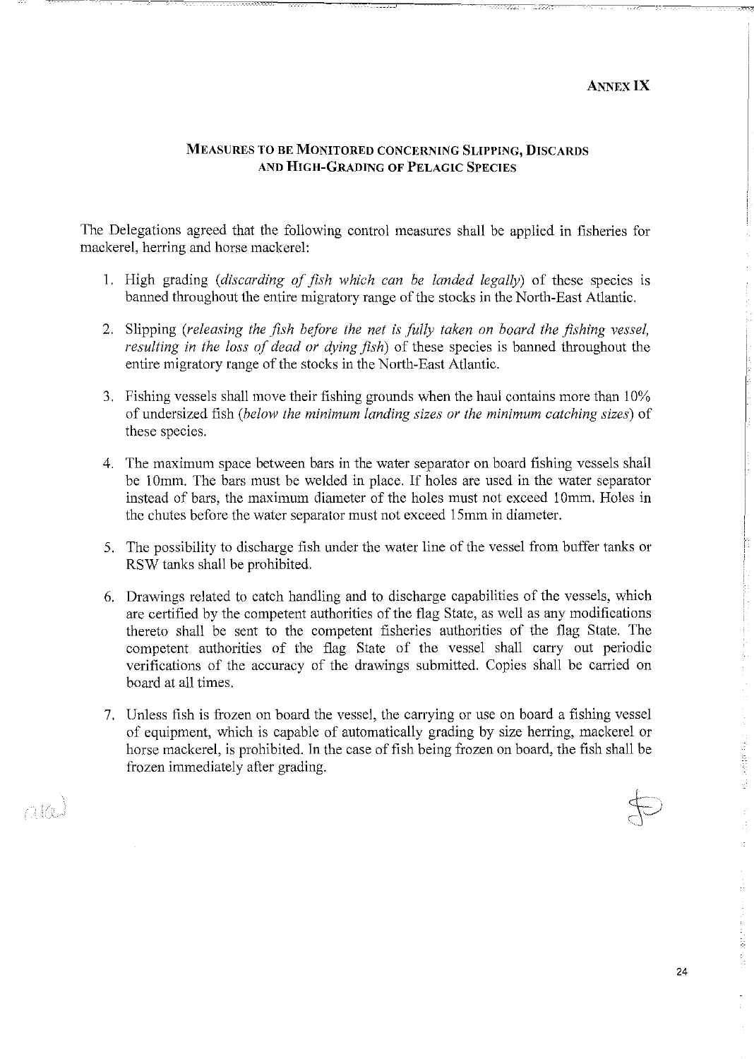**ANNEX IX**

## MEASURES TO BE MONITORED CONCERNING SLIPPING, DISCARDS AND HIGH-GRADING OF PELAGIC SPECIES

The Delegations agreed that the following control measures shall be applied in fisheries for mackerel, herring and horse mackerel:

1. High grading (*discarding of fish which can be landed legally*) of these species is banned throughout the entire migratory range of the stocks in the North-East Atlantic.

2. Slipping (*releasing the fish before the net is fully taken on board the fishing vessel, resulting in the loss of dead or dying fish*) of these species is banned throughout the entire migratory range of the stocks in the North-East Atlantic.

3. Fishing vessels shall move their fishing grounds when the haul contains more than 10% of undersized fish (*below the minimum landing sizes or the minimum catching sizes*) of these species.

4. The maximum space between bars in the water separator on board fishing vessels shall be 10mm. The bars must be welded in place. If holes are used in the water separator instead of bars, the maximum diameter of the holes must not exceed 10mm. Holes in the chutes before the water separator must not exceed 15mm in diameter.

5. The possibility to discharge fish under the water line of the vessel from buffer tanks or RSW tanks shall be prohibited.

6. Drawings related to catch handling and to discharge capabilities of the vessels, which are certified by the competent authorities of the flag State, as well as any modifications thereto shall be sent to the competent fisheries authorities of the flag State. The competent authorities of the flag State of the vessel shall carry out periodic verifications of the accuracy of the drawings submitted. Copies shall be carried on board at all times.

7. Unless fish is frozen on board the vessel, the carrying or use on board a fishing vessel of equipment, which is capable of automatically grading by size herring, mackerel or horse mackerel, is prohibited. In the case of fish being frozen on board, the fish shall be frozen immediately after grading.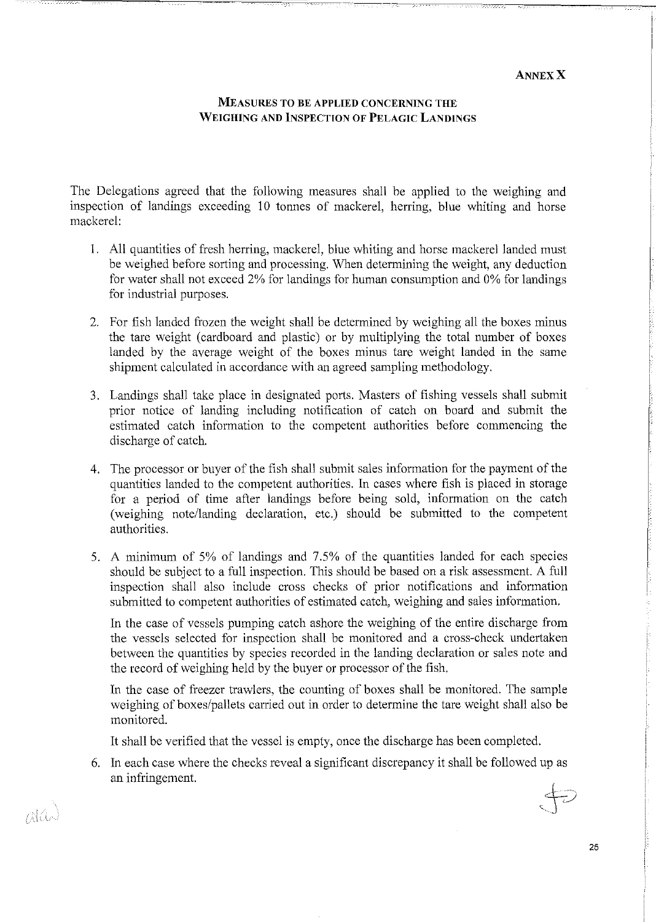**ANNEX X**

## MEASURES TO BE APPLIED CONCERNING THE WEIGHING AND INSPECTION OF PELAGIC LANDINGS

The Delegations agreed that the following measures shall be applied to the weighing and inspection of landings exceeding 10 tonnes of mackerel, herring, blue whiting and horse mackerel:

1. All quantities of fresh herring, mackerel, blue whiting and horse mackerel landed must be weighed before sorting and processing. When determining the weight, any deduction for water shall not exceed 2% for landings for human consumption and 0% for landings for industrial purposes.

2. For fish landed frozen the weight shall be determined by weighing all the boxes minus the tare weight (cardboard and plastic) or by multiplying the total number of boxes landed by the average weight of the boxes minus tare weight landed in the same shipment calculated in accordance with an agreed sampling methodology.

3. Landings shall take place in designated ports. Masters of fishing vessels shall submit prior notice of landing including notification of catch on board and submit the estimated catch information to the competent authorities before commencing the discharge of catch.

4. The processor or buyer of the fish shall submit sales information for the payment of the quantities landed to the competent authorities. In cases where fish is placed in storage for a period of time after landings before being sold, information on the catch (weighing note/landing declaration, etc.) should be submitted to the competent authorities.

5. A minimum of 5% of landings and 7.5% of the quantities landed for each species should be subject to a full inspection. This should be based on a risk assessment. A full inspection shall also include cross checks of prior notifications and information submitted to competent authorities of estimated catch, weighing and sales information.

   In the case of vessels pumping catch ashore the weighing of the entire discharge from the vessels selected for inspection shall be monitored and a cross-check undertaken between the quantities by species recorded in the landing declaration or sales note and the record of weighing held by the buyer or processor of the fish.

   In the case of freezer trawlers, the counting of boxes shall be monitored. The sample weighing of boxes/pallets carried out in order to determine the tare weight shall also be monitored.

   It shall be verified that the vessel is empty, once the discharge has been completed.

6. In each case where the checks reveal a significant discrepancy it shall be followed up as an infringement.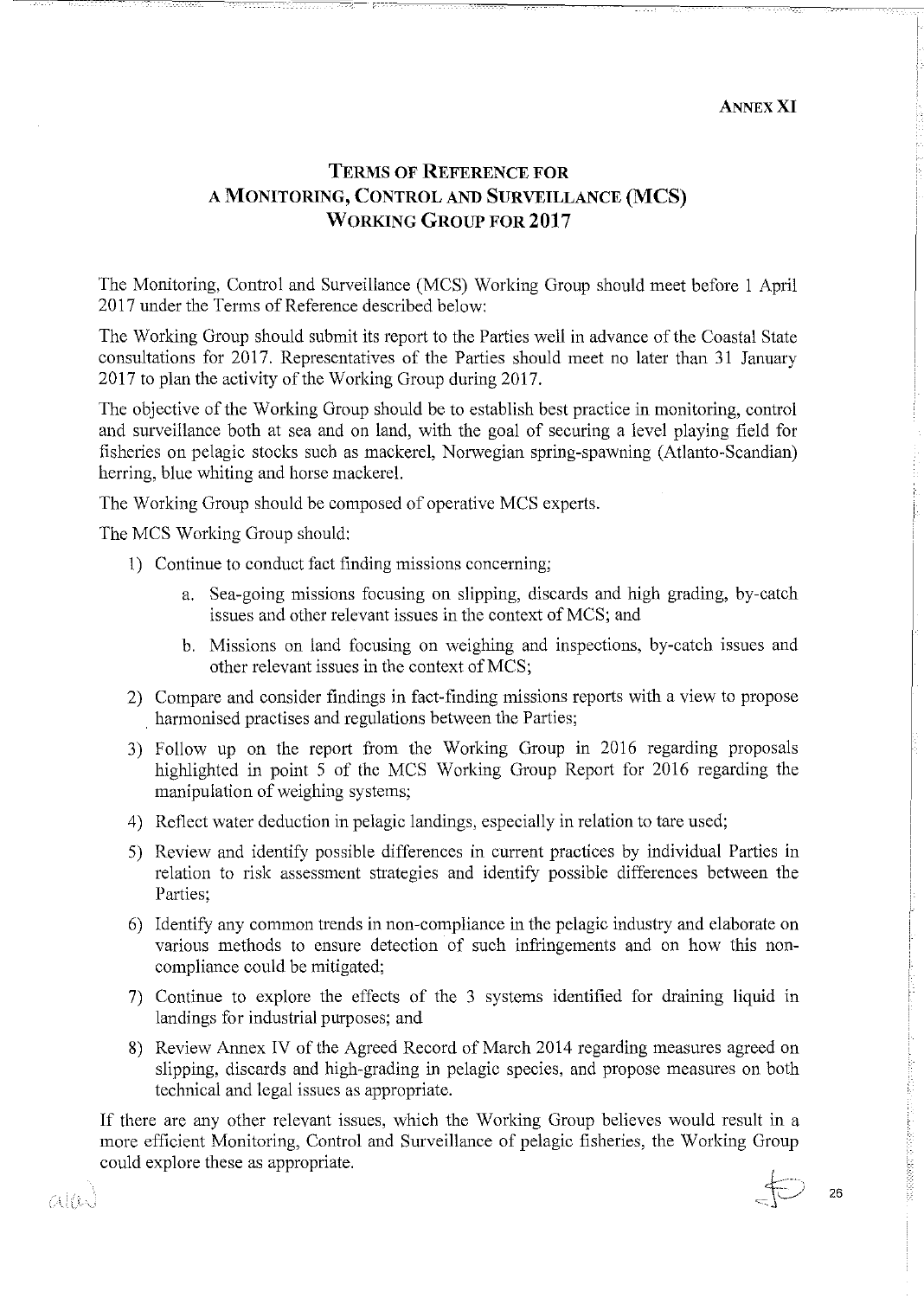**ANNEX XI**

# TERMS OF REFERENCE FOR A MONITORING, CONTROL AND SURVEILLANCE (MCS) WORKING GROUP FOR 2017

The Monitoring, Control and Surveillance (MCS) Working Group should meet before 1 April 2017 under the Terms of Reference described below:

The Working Group should submit its report to the Parties well in advance of the Coastal State consultations for 2017. Representatives of the Parties should meet no later than 31 January 2017 to plan the activity of the Working Group during 2017.

The objective of the Working Group should be to establish best practice in monitoring, control and surveillance both at sea and on land, with the goal of securing a level playing field for fisheries on pelagic stocks such as mackerel, Norwegian spring-spawning (Atlanto-Scandian) herring, blue whiting and horse mackerel.

The Working Group should be composed of operative MCS experts.

The MCS Working Group should:

1) Continue to conduct fact finding missions concerning;
    a. Sea-going missions focusing on slipping, discards and high grading, by-catch issues and other relevant issues in the context of MCS; and
    b. Missions on land focusing on weighing and inspections, by-catch issues and other relevant issues in the context of MCS;
2) Compare and consider findings in fact-finding missions reports with a view to propose harmonised practises and regulations between the Parties;
3) Follow up on the report from the Working Group in 2016 regarding proposals highlighted in point 5 of the MCS Working Group Report for 2016 regarding the manipulation of weighing systems;
4) Reflect water deduction in pelagic landings, especially in relation to tare used;
5) Review and identify possible differences in current practices by individual Parties in relation to risk assessment strategies and identify possible differences between the Parties;
6) Identify any common trends in non-compliance in the pelagic industry and elaborate on various methods to ensure detection of such infringements and on how this non-compliance could be mitigated;
7) Continue to explore the effects of the 3 systems identified for draining liquid in landings for industrial purposes; and
8) Review Annex IV of the Agreed Record of March 2014 regarding measures agreed on slipping, discards and high-grading in pelagic species, and propose measures on both technical and legal issues as appropriate.

If there are any other relevant issues, which the Working Group believes would result in a more efficient Monitoring, Control and Surveillance of pelagic fisheries, the Working Group could explore these as appropriate.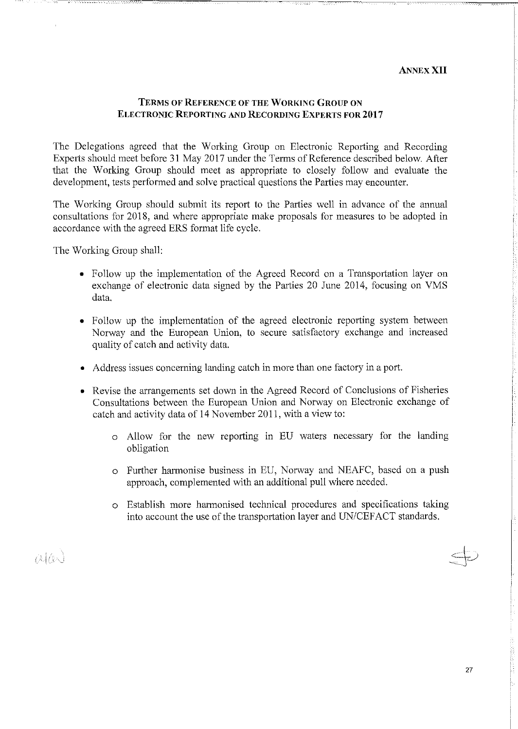**ANNEX XII**

## TERMS OF REFERENCE OF THE WORKING GROUP ON ELECTRONIC REPORTING AND RECORDING EXPERTS FOR 2017

The Delegations agreed that the Working Group on Electronic Reporting and Recording Experts should meet before 31 May 2017 under the Terms of Reference described below. After that the Working Group should meet as appropriate to closely follow and evaluate the development, tests performed and solve practical questions the Parties may encounter.

The Working Group should submit its report to the Parties well in advance of the annual consultations for 2018, and where appropriate make proposals for measures to be adopted in accordance with the agreed ERS format life cycle.

The Working Group shall:

- Follow up the implementation of the Agreed Record on a Transportation layer on exchange of electronic data signed by the Parties 20 June 2014, focusing on VMS data.

- Follow up the implementation of the agreed electronic reporting system between Norway and the European Union, to secure satisfactory exchange and increased quality of catch and activity data.

- Address issues concerning landing catch in more than one factory in a port.

- Revise the arrangements set down in the Agreed Record of Conclusions of Fisheries Consultations between the European Union and Norway on Electronic exchange of catch and activity data of 14 November 2011, with a view to:

    - Allow for the new reporting in EU waters necessary for the landing obligation

    - Further harmonise business in EU, Norway and NEAFC, based on a push approach, complemented with an additional pull where needed.

    - Establish more harmonised technical procedures and specifications taking into account the use of the transportation layer and UN/CEFACT standards.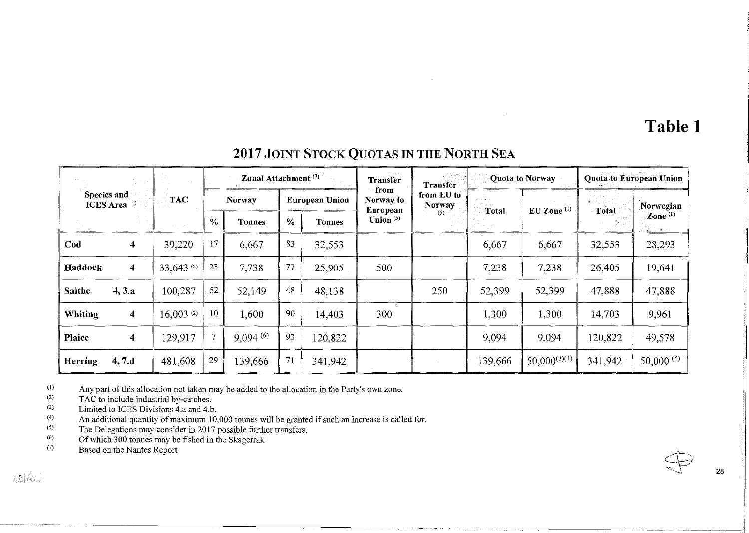# Table 1

## 2017 JOINT STOCK QUOTAS IN THE NORTH SEA

| Species and ICES Area | | TAC | Zonal Attachment [7] | | | | Transfer from Norway to European Union [5] | Transfer from EU to Norway [5] | Quota to Norway | | Quota to European Union | |
|---|---|---|---|---|---|---|---|---|---|---|---|---|
| | | | Norway | | European Union | | | | Total | EU Zone [1] | Total | Norwegian Zone [1] |
| | | | % | Tonnes | % | Tonnes | | | | | | |
| **Cod** | **4** | 39,220 | 17 | 6,667 | 83 | 32,553 | | | 6,667 | 6,667 | 32,553 | 28,293 |
| **Haddock** | **4** | 33,643 [2] | 23 | 7,738 | 77 | 25,905 | 500 | | 7,238 | 7,238 | 26,405 | 19,641 |
| **Saithe** | **4, 3.a** | 100,287 | 52 | 52,149 | 48 | 48,138 | | 250 | 52,399 | 52,399 | 47,888 | 47,888 |
| **Whiting** | **4** | 16,003 [2] | 10 | 1,600 | 90 | 14,403 | 300 | | 1,300 | 1,300 | 14,703 | 9,961 |
| **Plaice** | **4** | 129,917 | 7 | 9,094 [6] | 93 | 120,822 | | | 9,094 | 9,094 | 120,822 | 49,578 |
| **Herring** | **4, 7.d** | 481,608 | 29 | 139,666 | 71 | 341,942 | | | 139,666 | 50,000[3][4] | 341,942 | 50,000 [4] |

(1) Any part of this allocation not taken may be added to the allocation in the Party's own zone.
(2) TAC to include industrial by-catches.
(3) Limited to ICES Divisions 4.a and 4.b.
(4) An additional quantity of maximum 10,000 tonnes will be granted if such an increase is called for.
(5) The Delegations may consider in 2017 possible further transfers.
(6) Of which 300 tonnes may be fished in the Skagerrak
(7) Based on the Nantes Report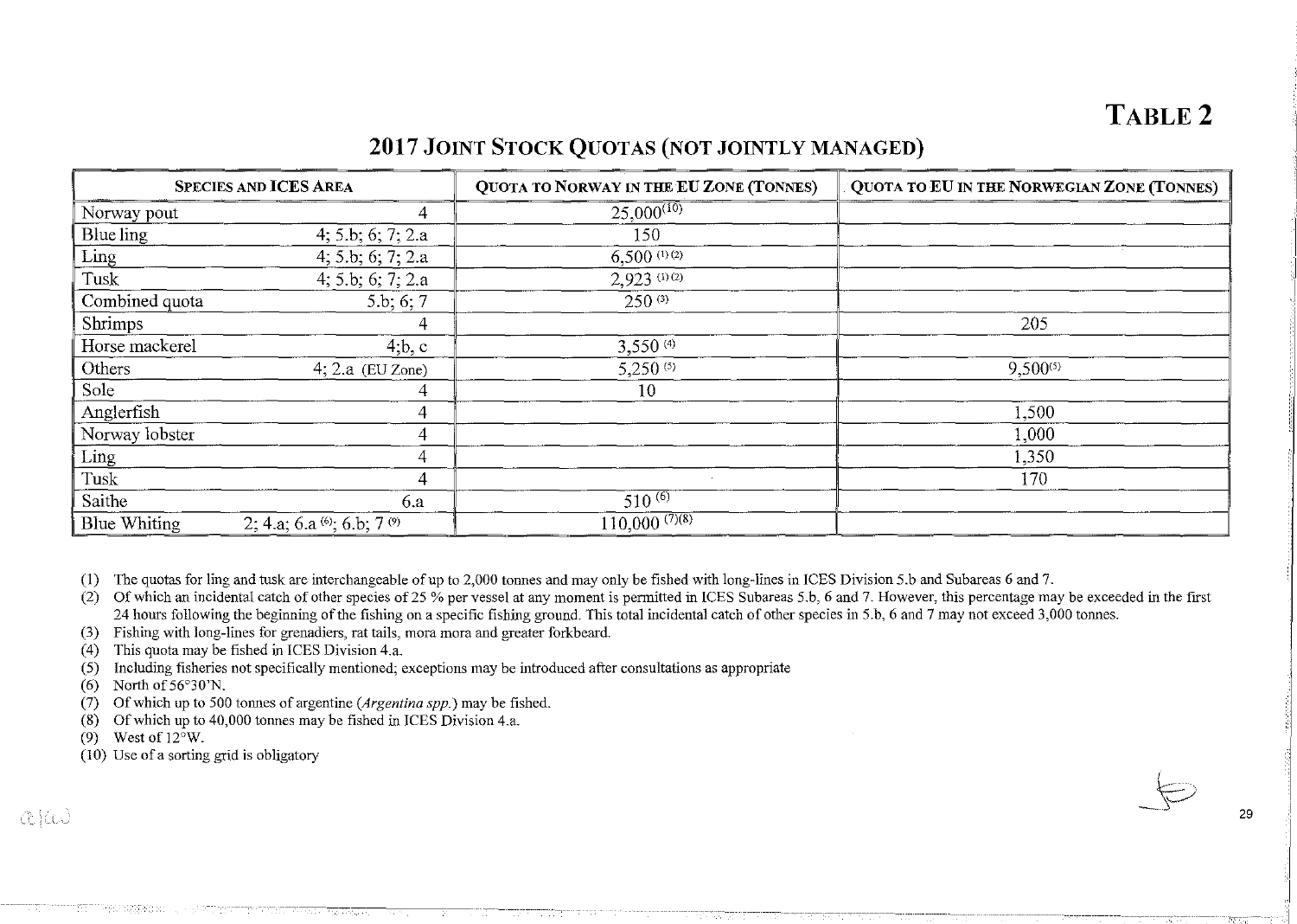# TABLE 2

## 2017 JOINT STOCK QUOTAS (NOT JOINTLY MANAGED)

| SPECIES AND ICES AREA | | QUOTA TO NORWAY IN THE EU ZONE (TONNES) | QUOTA TO EU IN THE NORWEGIAN ZONE (TONNES) |
|---|---|---|---|
| Norway pout | 4 | 25,000 (10) | |
| Blue ling | 4; 5.b; 6; 7; 2.a | 150 | |
| Ling | 4; 5.b; 6; 7; 2.a | 6,500 (1) (2) | |
| Tusk | 4; 5.b; 6; 7; 2.a | 2,923 (1) (2) | |
| Combined quota | 5.b; 6; 7 | 250 (3) | |
| Shrimps | 4 | | 205 |
| Horse mackerel | 4;b, c | 3,550 (4) | |
| Others | 4; 2.a (EU Zone) | 5,250 (5) | 9,500(5) |
| Sole | 4 | 10 | |
| Anglerfish | 4 | | 1,500 |
| Norway lobster | 4 | | 1,000 |
| Ling | 4 | | 1,350 |
| Tusk | 4 | | 170 |
| Saithe | 6.a | 510 (6) | |
| Blue Whiting | 2; 4.a; 6.a (6); 6.b; 7 (9) | 110,000 (7)(8) | |

(1) The quotas for ling and tusk are interchangeable of up to 2,000 tonnes and may only be fished with long-lines in ICES Division 5.b and Subareas 6 and 7.

(2) Of which an incidental catch of other species of 25 % per vessel at any moment is permitted in ICES Subareas 5.b, 6 and 7. However, this percentage may be exceeded in the first 24 hours following the beginning of the fishing on a specific fishing ground. This total incidental catch of other species in 5.b, 6 and 7 may not exceed 3,000 tonnes.

(3) Fishing with long-lines for grenadiers, rat tails, mora mora and greater forkbeard.

(4) This quota may be fished in ICES Division 4.a.

(5) Including fisheries not specifically mentioned; exceptions may be introduced after consultations as appropriate

(6) North of 56°30'N.

(7) Of which up to 500 tonnes of argentine (*Argentina spp.*) may be fished.

(8) Of which up to 40,000 tonnes may be fished in ICES Division 4.a.

(9) West of 12°W.

(10) Use of a sorting grid is obligatory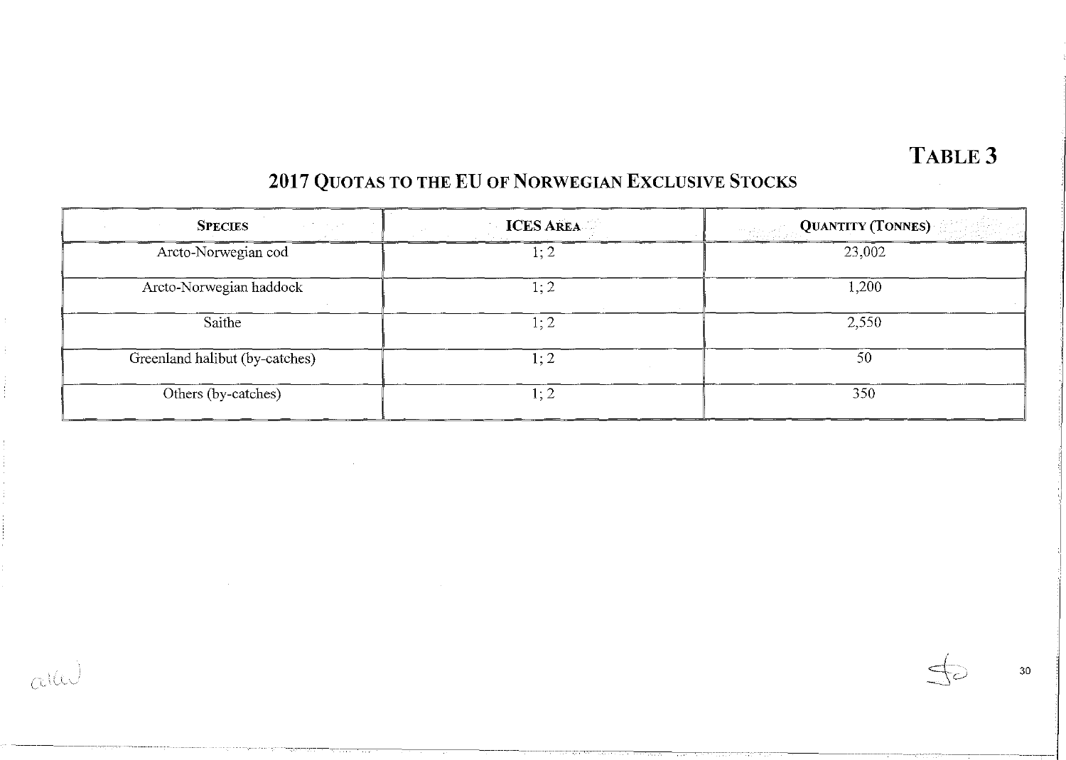# TABLE 3

## 2017 QUOTAS TO THE EU OF NORWEGIAN EXCLUSIVE STOCKS

| SPECIES | ICES AREA | QUANTITY (TONNES) |
|---|---|---|
| Arcto-Norwegian cod | 1; 2 | 23,002 |
| Arcto-Norwegian haddock | 1; 2 | 1,200 |
| Saithe | 1; 2 | 2,550 |
| Greenland halibut (by-catches) | 1; 2 | 50 |
| Others (by-catches) | 1; 2 | 350 |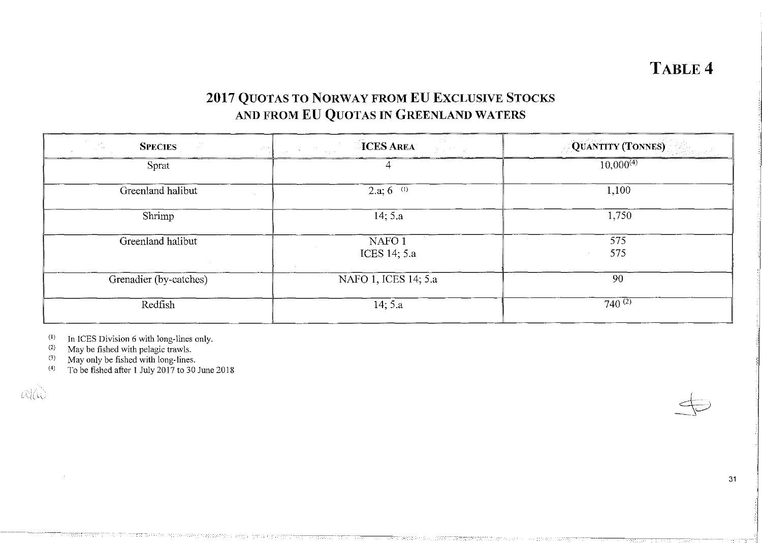# TABLE 4

## 2017 QUOTAS TO NORWAY FROM EU EXCLUSIVE STOCKS AND FROM EU QUOTAS IN GREENLAND WATERS

| SPECIES | ICES AREA | QUANTITY (TONNES) |
|---|---|---|
| Sprat | 4 | 10,000[4] |
| Greenland halibut | 2.a; 6 [1] | 1,100 |
| Shrimp | 14; 5.a | 1,750 |
| Greenland halibut | NAFO 1<br>ICES 14; 5.a | 575<br>575 |
| Grenadier (by-catches) | NAFO 1, ICES 14; 5.a | 90 |
| Redfish | 14; 5.a | 740 [2] |

[1] In ICES Division 6 with long-lines only.
[2] May be fished with pelagic trawls.
[3] May only be fished with long-lines.
[4] To be fished after 1 July 2017 to 30 June 2018